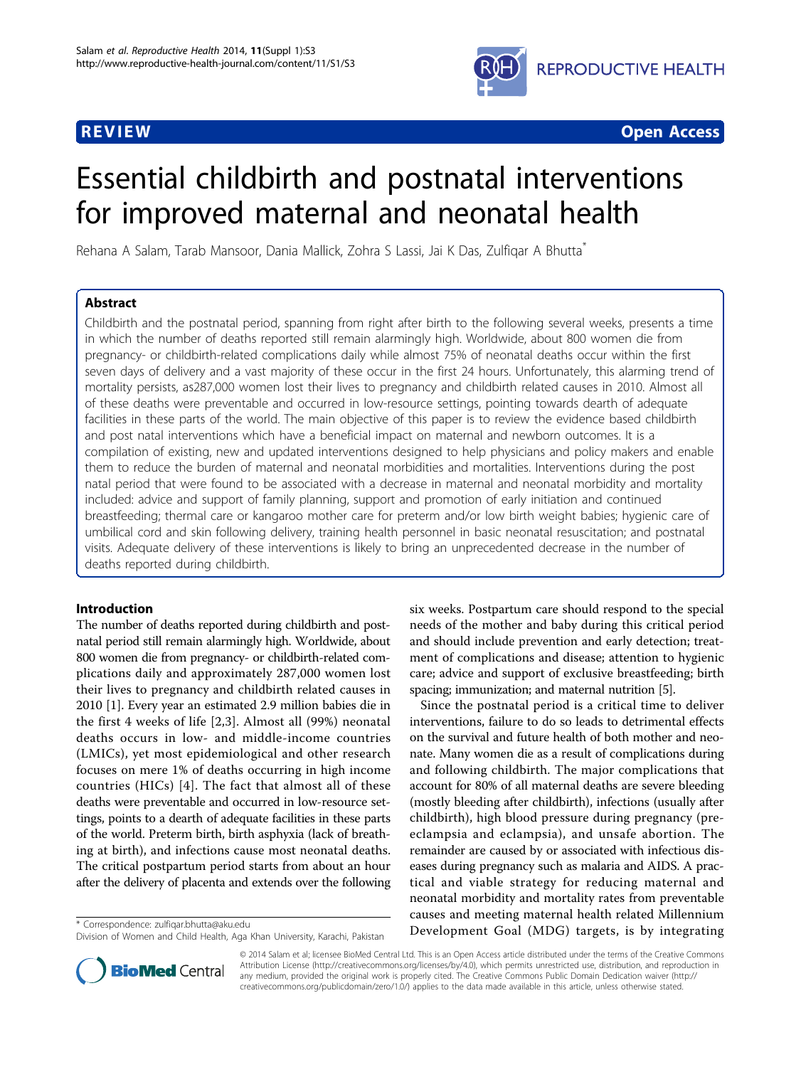REVIEW Open Access

# Essential childbirth and postnatal interventions for improved maternal and neonatal health

Rehana A Salam, Tarab Mansoor, Dania Mallick, Zohra S Lassi, Jai K Das, Zulfiqar A Bhutta*

## Abstract

Childbirth and the postnatal period, spanning from right after birth to the following several weeks, presents a time in which the number of deaths reported still remain alarmingly high. Worldwide, about 800 women die from pregnancy- or childbirth-related complications daily while almost 75% of neonatal deaths occur within the first seven days of delivery and a vast majority of these occur in the first 24 hours. Unfortunately, this alarming trend of mortality persists, as287,000 women lost their lives to pregnancy and childbirth related causes in 2010. Almost all of these deaths were preventable and occurred in low-resource settings, pointing towards dearth of adequate facilities in these parts of the world. The main objective of this paper is to review the evidence based childbirth and post natal interventions which have a beneficial impact on maternal and newborn outcomes. It is a compilation of existing, new and updated interventions designed to help physicians and policy makers and enable them to reduce the burden of maternal and neonatal morbidities and mortalities. Interventions during the post natal period that were found to be associated with a decrease in maternal and neonatal morbidity and mortality included: advice and support of family planning, support and promotion of early initiation and continued breastfeeding; thermal care or kangaroo mother care for preterm and/or low birth weight babies; hygienic care of umbilical cord and skin following delivery, training health personnel in basic neonatal resuscitation; and postnatal visits. Adequate delivery of these interventions is likely to bring an unprecedented decrease in the number of deaths reported during childbirth.

## Introduction

The number of deaths reported during childbirth and postnatal period still remain alarmingly high. Worldwide, about 800 women die from pregnancy- or childbirth-related complications daily and approximately 287,000 women lost their lives to pregnancy and childbirth related causes in 2010 [1]. Every year an estimated 2.9 million babies die in the first 4 weeks of life [2,3]. Almost all (99%) neonatal deaths occurs in low- and middle-income countries (LMICs), yet most epidemiological and other research focuses on mere 1% of deaths occurring in high income countries (HICs) [4]. The fact that almost all of these deaths were preventable and occurred in low-resource settings, points to a dearth of adequate facilities in these parts of the world. Preterm birth, birth asphyxia (lack of breathing at birth), and infections cause most neonatal deaths. The critical postpartum period starts from about an hour after the delivery of placenta and extends over the following six weeks. Postpartum care should respond to the special needs of the mother and baby during this critical period and should include prevention and early detection; treatment of complications and disease; attention to hygienic care; advice and support of exclusive breastfeeding; birth spacing; immunization; and maternal nutrition [5].

Since the postnatal period is a critical time to deliver interventions, failure to do so leads to detrimental effects on the survival and future health of both mother and neonate. Many women die as a result of complications during and following childbirth. The major complications that account for 80% of all maternal deaths are severe bleeding (mostly bleeding after childbirth), infections (usually after childbirth), high blood pressure during pregnancy (pre-eclampsia and eclampsia), and unsafe abortion. The remainder are caused by or associated with infectious diseases during pregnancy such as malaria and AIDS. A practical and viable strategy for reducing maternal and neonatal morbidity and mortality rates from preventable causes and meeting maternal health related Millennium Development Goal (MDG) targets, is by integrating

* Correspondence: zulfiqar.bhutta@aku.edu
Division of Women and Child Health, Aga Khan University, Karachi, Pakistan

© 2014 Salam et al; licensee BioMed Central Ltd. This is an Open Access article distributed under the terms of the Creative Commons Attribution License (http://creativecommons.org/licenses/by/4.0), which permits unrestricted use, distribution, and reproduction in any medium, provided the original work is properly cited. The Creative Commons Public Domain Dedication waiver (http://creativecommons.org/publicdomain/zero/1.0/) applies to the data made available in this article, unless otherwise stated.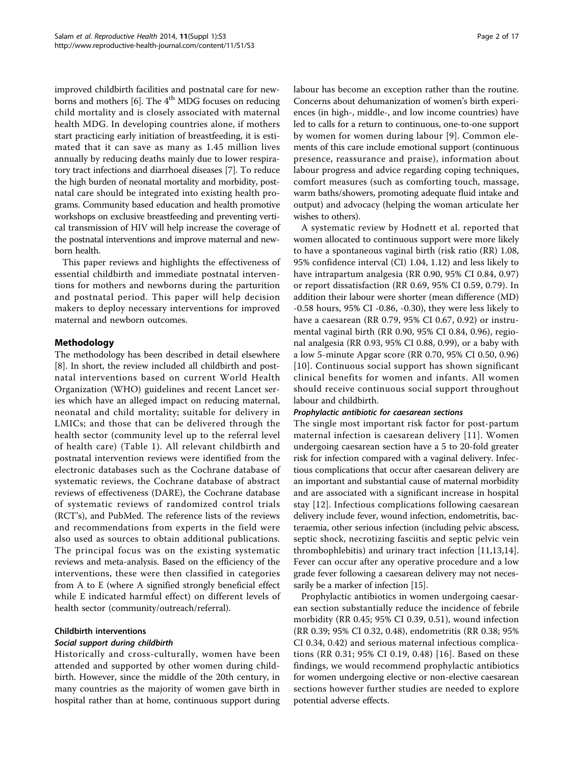improved childbirth facilities and postnatal care for newborns and mothers [6]. The 4[th] MDG focuses on reducing child mortality and is closely associated with maternal health MDG. In developing countries alone, if mothers start practicing early initiation of breastfeeding, it is estimated that it can save as many as 1.45 million lives annually by reducing deaths mainly due to lower respiratory tract infections and diarrhoeal diseases [7]. To reduce the high burden of neonatal mortality and morbidity, postnatal care should be integrated into existing health programs. Community based education and health promotive workshops on exclusive breastfeeding and preventing vertical transmission of HIV will help increase the coverage of the postnatal interventions and improve maternal and newborn health.

This paper reviews and highlights the effectiveness of essential childbirth and immediate postnatal interventions for mothers and newborns during the parturition and postnatal period. This paper will help decision makers to deploy necessary interventions for improved maternal and newborn outcomes.

## Methodology

The methodology has been described in detail elsewhere [8]. In short, the review included all childbirth and postnatal interventions based on current World Health Organization (WHO) guidelines and recent Lancet series which have an alleged impact on reducing maternal, neonatal and child mortality; suitable for delivery in LMICs; and those that can be delivered through the health sector (community level up to the referral level of health care) (Table 1). All relevant childbirth and postnatal intervention reviews were identified from the electronic databases such as the Cochrane database of systematic reviews, the Cochrane database of abstract reviews of effectiveness (DARE), the Cochrane database of systematic reviews of randomized control trials (RCT's), and PubMed. The reference lists of the reviews and recommendations from experts in the field were also used as sources to obtain additional publications. The principal focus was on the existing systematic reviews and meta-analysis. Based on the efficiency of the interventions, these were then classified in categories from A to E (where A signified strongly beneficial effect while E indicated harmful effect) on different levels of health sector (community/outreach/referral).

### Childbirth interventions

#### *Social support during childbirth*

Historically and cross-culturally, women have been attended and supported by other women during childbirth. However, since the middle of the 20th century, in many countries as the majority of women gave birth in hospital rather than at home, continuous support during labour has become an exception rather than the routine. Concerns about dehumanization of women's birth experiences (in high-, middle-, and low income countries) have led to calls for a return to continuous, one-to-one support by women for women during labour [9]. Common elements of this care include emotional support (continuous presence, reassurance and praise), information about labour progress and advice regarding coping techniques, comfort measures (such as comforting touch, massage, warm baths/showers, promoting adequate fluid intake and output) and advocacy (helping the woman articulate her wishes to others).

A systematic review by Hodnett et al. reported that women allocated to continuous support were more likely to have a spontaneous vaginal birth (risk ratio (RR) 1.08, 95% confidence interval (CI) 1.04, 1.12) and less likely to have intrapartum analgesia (RR 0.90, 95% CI 0.84, 0.97) or report dissatisfaction (RR 0.69, 95% CI 0.59, 0.79). In addition their labour were shorter (mean difference (MD) -0.58 hours, 95% CI -0.86, -0.30), they were less likely to have a caesarean (RR 0.79, 95% CI 0.67, 0.92) or instrumental vaginal birth (RR 0.90, 95% CI 0.84, 0.96), regional analgesia (RR 0.93, 95% CI 0.88, 0.99), or a baby with a low 5-minute Apgar score (RR 0.70, 95% CI 0.50, 0.96) [10]. Continuous social support has shown significant clinical benefits for women and infants. All women should receive continuous social support throughout labour and childbirth.

#### *Prophylactic antibiotic for caesarean sections*

The single most important risk factor for post-partum maternal infection is caesarean delivery [11]. Women undergoing caesarean section have a 5 to 20-fold greater risk for infection compared with a vaginal delivery. Infectious complications that occur after caesarean delivery are an important and substantial cause of maternal morbidity and are associated with a significant increase in hospital stay [12]. Infectious complications following caesarean delivery include fever, wound infection, endometritis, bacteraemia, other serious infection (including pelvic abscess, septic shock, necrotizing fasciitis and septic pelvic vein thrombophlebitis) and urinary tract infection [11,13,14]. Fever can occur after any operative procedure and a low grade fever following a caesarean delivery may not necessarily be a marker of infection [15].

Prophylactic antibiotics in women undergoing caesarean section substantially reduce the incidence of febrile morbidity (RR 0.45; 95% CI 0.39, 0.51), wound infection (RR 0.39; 95% CI 0.32, 0.48), endometritis (RR 0.38; 95% CI 0.34, 0.42) and serious maternal infectious complications (RR 0.31; 95% CI 0.19, 0.48) [16]. Based on these findings, we would recommend prophylactic antibiotics for women undergoing elective or non-elective caesarean sections however further studies are needed to explore potential adverse effects.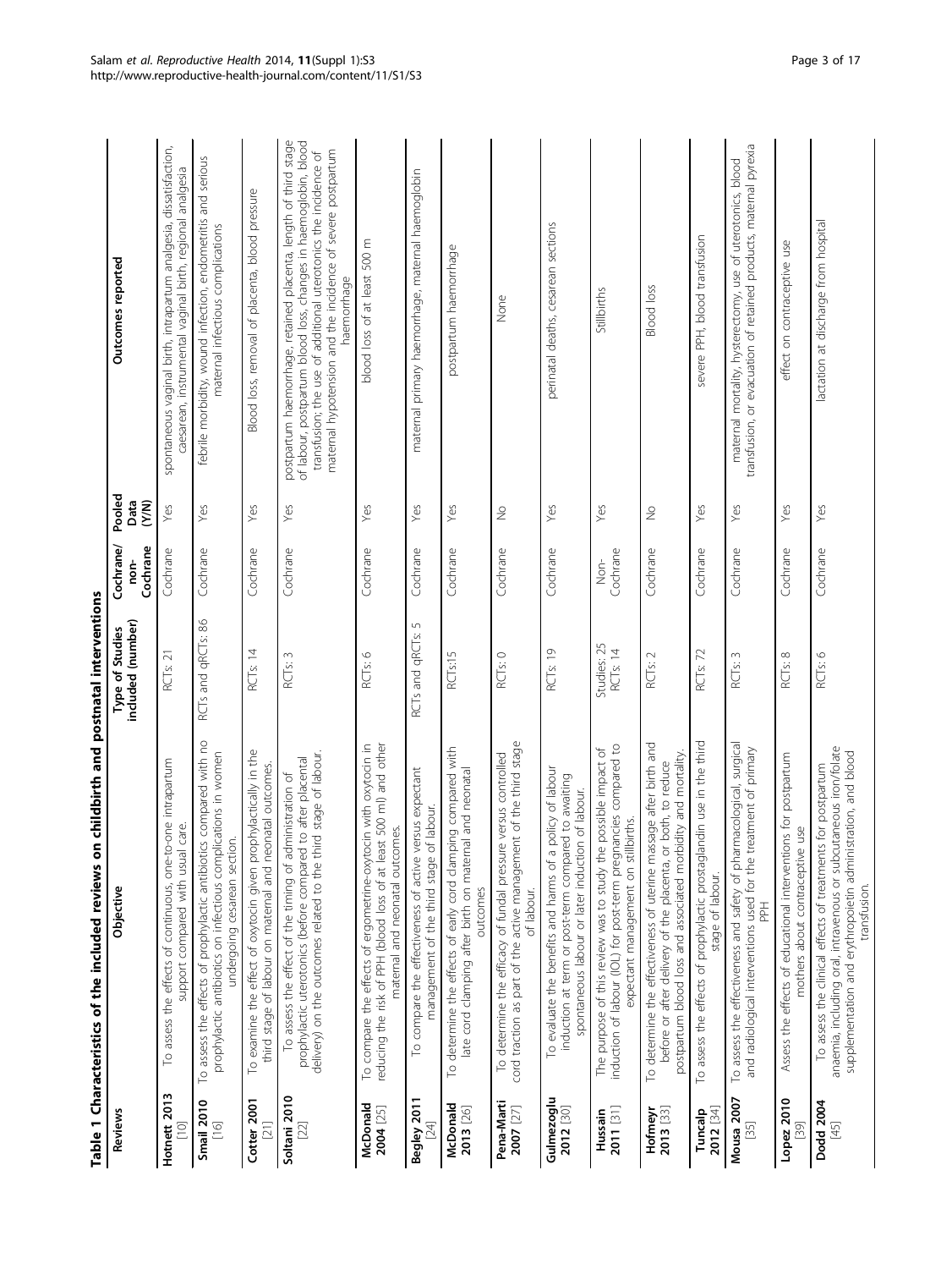**Table 1 Characteristics of the included reviews on childbirth and postnatal interventions**

| Reviews | Objective | Type of Studies included (number) | Cochrane/ non-Cochrane | Pooled Data (Y/N) | Outcomes reported |
|---|---|---|---|---|---|
| **Hotnett 2013** [10] | To assess the effects of continuous, one-to-one intrapartum support compared with usual care. | RCTs: 21 | Cochrane | Yes | spontaneous vaginal birth, intrapartum analgesia, dissatisfaction, caesarean, instrumental vaginal birth, regional analgesia |
| **Smail 2010** [16] | To assess the effects of prophylactic antibiotics compared with no prophylactic antibiotics on infectious complications in women undergoing cesarean section. | RCTs and qRCTs: 86 | Cochrane | Yes | febrile morbidity, wound infection, endometritis and serious maternal infectious complications |
| **Cotter 2001** [21] | To examine the effect of oxytocin given prophylactically in the third stage of labour on maternal and neonatal outcomes. | RCTs: 14 | Cochrane | Yes | Blood loss, removal of placenta, blood pressure |
| **Soltani 2010** [22] | To assess the effect of the timing of administration of prophylactic uterotonics (before compared to after placental delivery) on the outcomes related to the third stage of labour. | RCTs: 3 | Cochrane | Yes | postpartum haemorrhage, retained placenta, length of third stage of labour, postpartum blood loss, changes in haemoglobin, blood transfusion; the use of additional uterotonics the incidence of maternal hypotension and the incidence of severe postpartum haemorrhage |
| **McDonald 2004** [25] | To compare the effects of ergometrine-oxytocin with oxytocin in reducing the risk of PPH (blood loss of at least 500 ml) and other maternal and neonatal outcomes. | RCTs: 6 | Cochrane | Yes | blood loss of at least 500 m |
| **Begley 2011** [24] | To compare the effectiveness of active versus expectant management of the third stage of labour. | RCTs and qRCTs: 5 | Cochrane | Yes | maternal primary haemorrhage, maternal haemoglobin |
| **McDonald 2013** [26] | To determine the effects of early cord clamping compared with late cord clamping after birth on maternal and neonatal outcomes | RCTs:15 | Cochrane | Yes | postpartum haemorrhage |
| **Pena-Marti 2007** [27] | To determine the efficacy of fundal pressure versus controlled cord traction as part of the active management of the third stage of labour. | RCTs: 0 | Cochrane | No | None |
| **Gulmezoglu 2012** [30] | To evaluate the benefits and harms of a policy of labour induction at term or post-term compared to awaiting spontaneous labour or later induction of labour. | RCTs: 19 | Cochrane | Yes | perinatal deaths, cesarean sections |
| **Hussain 2011** [31] | The purpose of this review was to study the possible impact of induction of labour (IOL) for post-term pregnancies compared to expectant management on stillbirths. | Studies: 25 RCTs: 14 | Non-Cochrane | Yes | Stillbirths |
| **Hofmeyr 2013** [33] | To determine the effectiveness of uterine massage after birth and before or after delivery of the placenta, or both, to reduce postpartum blood loss and associated morbidity and mortality. | RCTs: 2 | Cochrane | No | Blood loss |
| **Tuncalp 2012** [34] | To assess the effects of prophylactic prostaglandin use in the third stage of labour. | RCTs: 72 | Cochrane | Yes | severe PPH, blood transfusion |
| **Mousa 2007** [35] | To assess the effectiveness and safety of pharmacological, surgical and radiological interventions used for the treatment of primary PPH | RCTs: 3 | Cochrane | Yes | maternal mortality, hysterectomy, use of uterotonics, blood transfusion, or evacuation of retained products, maternal pyrexia |
| **Lopez 2010** [39] | Assess the effects of educational interventions for postpartum mothers about contraceptive use | RCTs: 8 | Cochrane | Yes | effect on contraceptive use |
| **Dodd 2004** [45] | To assess the clinical effects of treatments for postpartum anaemia, including oral, intravenous or subcutaneous iron/folate supplementation and erythropoietin administration, and blood transfusion. | RCTs: 6 | Cochrane | Yes | lactation at discharge from hospital |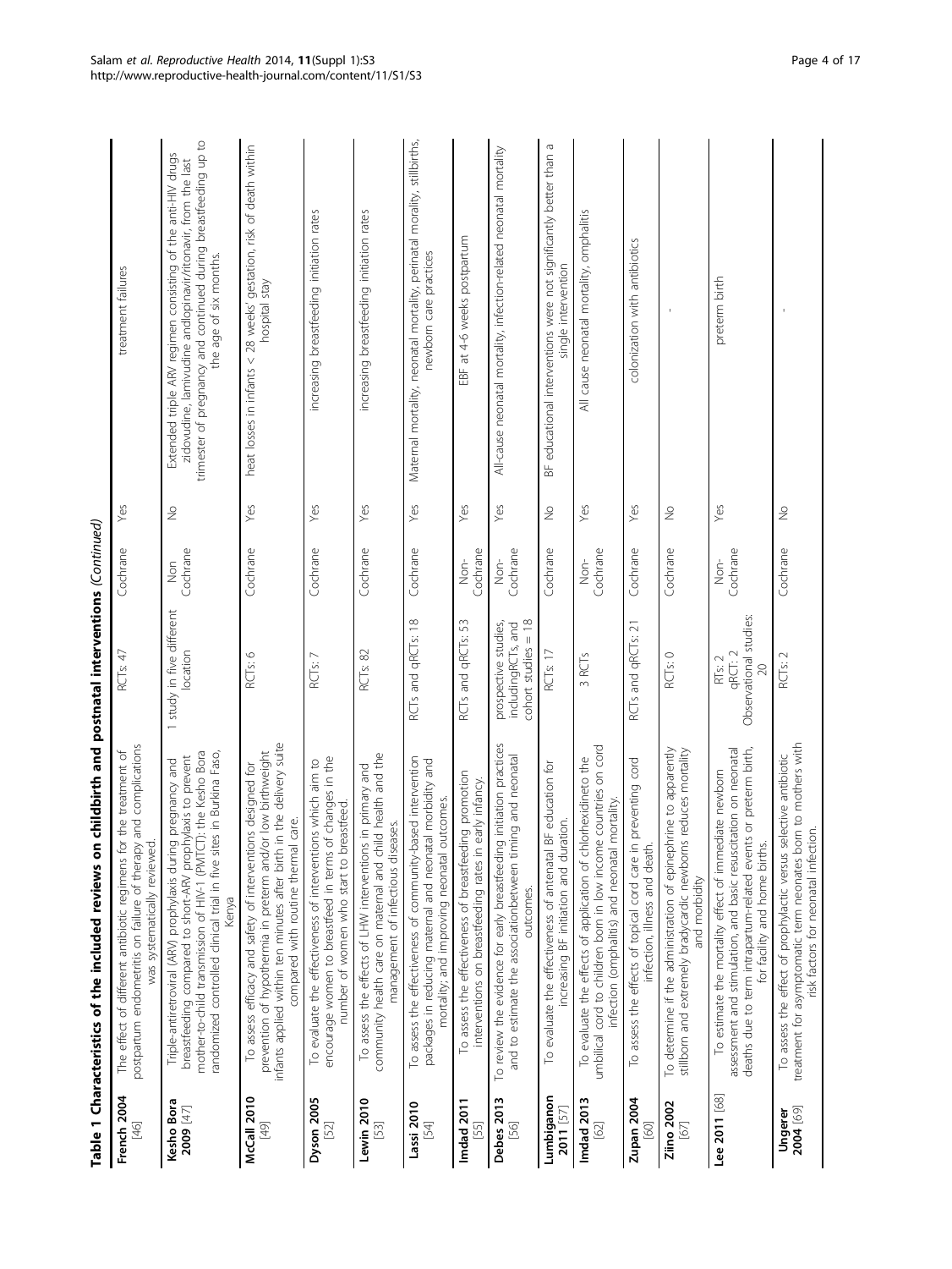**Table 1 Characteristics of the included reviews on childbirth and postnatal interventions** *(Continued)*

| | | | | | |
|---|---|---|---|---|---|
| **French 2004** [46] | The effect of different antibiotic regimens for the treatment of postpartum endometritis on failure of therapy and complications was systematically reviewed. | RCTs: 47 | Cochrane | Yes | treatment failures |
| **Kesho Bora 2009** [47] | Triple-antiretroviral (ARV) prophylaxis during pregnancy and breastfeeding compared to short-ARV prophylaxis to prevent mother-to-child transmission of HIV-1 (PMTCT): the Kesho Bora randomized controlled clinical trial in five sites in Burkina Faso, Kenya | 1 study in five different location | Non Cochrane | No | Extended triple ARV regimen consisting of the anti-HIV drugs zidovudine, lamivudine andlopinavir/ritonavir, from the last trimester of pregnancy and continued during breastfeeding up to the age of six months. |
| **McCall 2010** [49] | To assess efficacy and safety of interventions designed for prevention of hypothermia in preterm and/or low birthweight infants applied within ten minutes after birth in the delivery suite compared with routine thermal care. | RCTs: 6 | Cochrane | Yes | heat losses in infants < 28 weeks' gestation, risk of death within hospital stay |
| **Dyson 2005** [52] | To evaluate the effectiveness of interventions which aim to encourage women to breastfeed in terms of changes in the number of women who start to breastfeed. | RCTs: 7 | Cochrane | Yes | increasing breastfeeding initiation rates |
| **Lewin 2010** [53] | To assess the effects of LHW interventions in primary and community health care on maternal and child health and the management of infectious diseases. | RCTs: 82 | Cochrane | Yes | increasing breastfeeding initiation rates |
| **Lassi 2010** [54] | To assess the effectiveness of community-based intervention packages in reducing maternal and neonatal morbidity and mortality; and improving neonatal outcomes. | RCTs and qRCTs: 18 | Cochrane | Yes | Maternal mortality, neonatal mortality, perinatal morality, stillbirths, newborn care practices |
| **Imdad 2011** [55] | To assess the effectiveness of breastfeeding promotion interventions on breastfeeding rates in early infancy. | RCTs and qRCTs: 53 | Non-Cochrane | Yes | EBF at 4-6 weeks postpartum |
| **Debes 2013** [56] | To review the evidence for early breastfeeding initiation practices and to estimate the associationbetween timing and neonatal outcomes. | prospective studies, includingRCTs, and cohort studies = 18 | Non-Cochrane | Yes | All-cause neonatal mortality, infection-related neonatal mortality |
| **Lumbiganon 2011** [57] | To evaluate the effectiveness of antenatal BF education for increasing BF initiation and duration. | RCTs: 17 | Cochrane | No | BF educational interventions were not significantly better than a single intervention |
| **Imdad 2013** [62] | To evaluate the effects of application of chlorhexidineto the umbilical cord to children born in low income countries on cord infection (omphalitis) and neonatal mortality. | 3 RCTs | Non-Cochrane | Yes | All cause neonatal mortality, omphalitis |
| **Zupan 2004** [60] | To assess the effects of topical cord care in preventing cord infection, illness and death. | RCTs and qRCTs: 21 | Cochrane | Yes | colonization with antibiotics |
| **Ziino 2002** [67] | To determine if the administration of epinephrine to apparently stillborn and extremely bradycardic newborns reduces mortality and morbidity | RCTs: 0 | Cochrane | No | - |
| **Lee 2011** [68] | To estimate the mortality effect of immediate newborn assessment and stimulation, and basic resuscitation on neonatal deaths due to term intrapartum-related events or preterm birth, for facility and home births. | RTs: 2 qRCT: 2 Observational studies: 20 | Non-Cochrane | Yes | preterm birth |
| **Ungerer 2004** [69] | To assess the effects of prophylactic versus selective antibiotic treatment for asymptomatic term neonates born to mothers with risk factors for neonatal infection. | RCTs: 2 | Cochrane | No | - |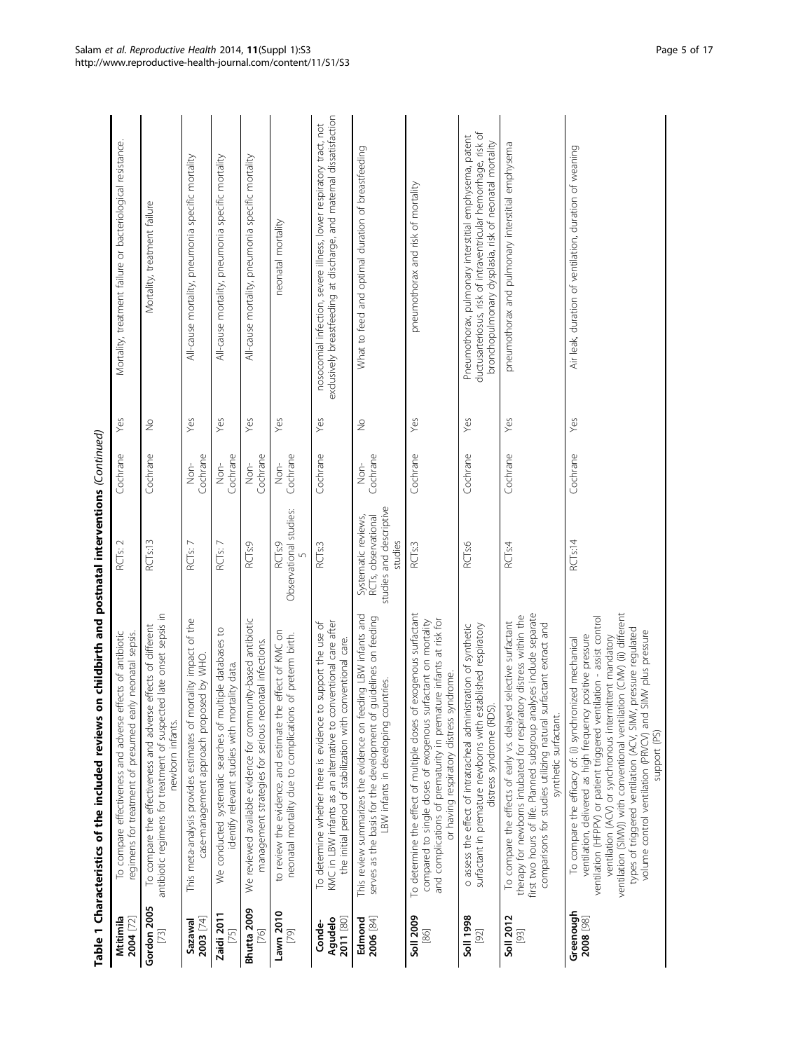**Table 1 Characteristics of the included reviews on childbirth and postnatal interventions** *(Continued)*

| | | | | | |
|---|---|---|---|---|---|
| **Mtitimila 2004** [72] | To compare effectiveness and adverse effects of antibiotic regimens for treatment of presumed early neonatal sepsis. | RCTs: 2 | Cochrane | Yes | Mortality, treatment failure or bacteriological resistance. |
| **Gordon 2005** [73] | To compare the effectiveness and adverse effects of different antibiotic regimens for treatment of suspected late onset sepsis in newborn infants. | RCTs:13 | Cochrane | No | Mortality, treatment failure |
| **Sazawal 2003** [74] | This meta-analysis provides estimates of mortality impact of the case-management approach proposed by WHO. | RCTs: 7 | Non-Cochrane | Yes | All-cause mortality, pneumonia specific mortality |
| **Zaidi 2011** [75] | We conducted systematic searches of multiple databases to identify relevant studies with mortality data. | RCTs: 7 | Non-Cochrane | Yes | All-cause mortality, pneumonia specific mortality |
| **Bhutta 2009** [76] | We reviewed available evidence for community-based antibiotic management strategies for serious neonatal infections. | RCTs:9 | Non-Cochrane | Yes | All-cause mortality, pneumonia specific mortality |
| **Lawn 2010** [79] | to review the evidence, and estimate the effect of KMC on neonatal mortality due to complications of preterm birth. | RCTs:9 Observational studies: 5 | Non-Cochrane | Yes | neonatal mortality |
| **Conde-Agudelo 2011** [80] | To determine whether there is evidence to support the use of KMC in LBW infants as an alternative to conventional care after the initial period of stabilization with conventional care. | RCTs:3 | Cochrane | Yes | nosocomial infection, severe illness, lower respiratory tract, not exclusively breastfeeding at discharge, and maternal dissatisfaction |
| **Edmond 2006** [84] | This review summarizes the evidence on feeding LBW infants and serves as the basis for the development of guidelines on feeding LBW infants in developing countries. | Systematic reviews, RCTs, observational studies and descriptive studies | Non-Cochrane | No | What to feed and optimal duration of breastfeeding |
| **Soll 2009** [86] | To determine the effect of multiple doses of exogenous surfactant compared to single doses of exogenous surfactant on mortality and complications of prematurity in premature infants at risk for or having respiratory distress syndrome. | RCTs:3 | Cochrane | Yes | pneumothorax and risk of mortality |
| **Soll 1998** [92] | o assess the effect of intratracheal administration of synthetic surfactant in premature newborns with established respiratory distress syndrome (RDS). | RCTs:6 | Cochrane | Yes | Pneumothorax, pulmonary interstitial emphysema, patent ductusarteriosus, risk of intraventricular hemorrhage, risk of bronchopulmonary dysplasia, risk of neonatal mortality |
| **Soll 2012** [93] | To compare the effects of early vs. delayed selective surfactant therapy for newborns intubated for respiratory distress within the first two hours of life. Planned subgroup analyses include separate comparisons for studies utilizing natural surfactant extract and synthetic surfactant. | RCTs:4 | Cochrane | Yes | pneumothorax and pulmonary interstitial emphysema |
| **Greenough 2008** [98] | To compare the efficacy of: (i) synchronized mechanical ventilation, delivered as high frequency positive pressure ventilation (HFPPV) or patient triggered ventilation - assist control ventilation (ACV) or synchronous intermittent mandatory ventilation (SIMV) with conventional ventilation (CMV) (ii) different types of triggered ventilation (ACV, SIMV, pressure regulated volume control ventilation (PRVCV) and SIMV plus pressure support (PS) | RCTs:14 | Cochrane | Yes | Air leak, duration of ventilation, duration of weaning |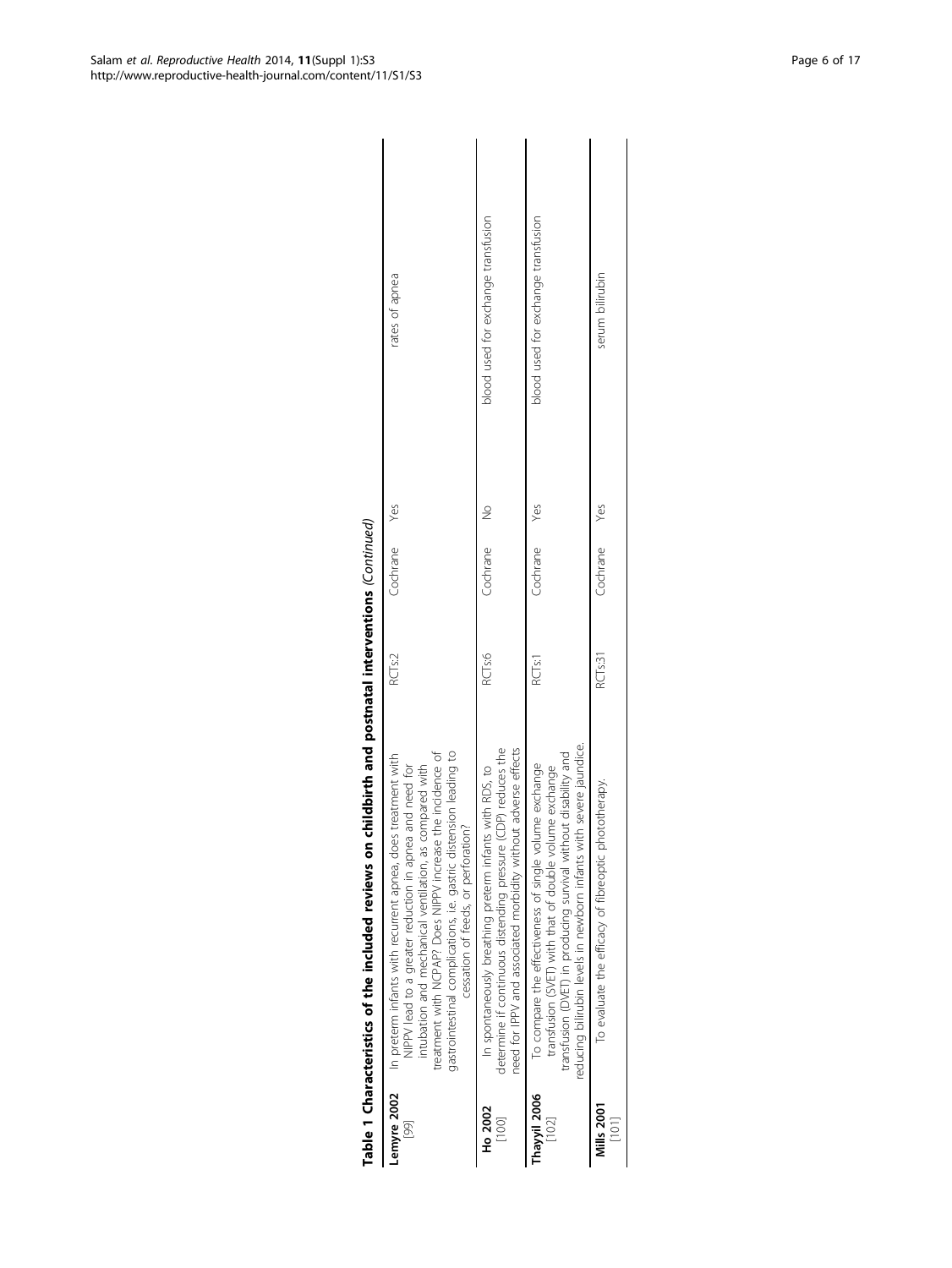**Table 1 Characteristics of the included reviews on childbirth and postnatal interventions** *(Continued)*

| | | | | | |
|---|---|---|---|---|---|
| **Lemyre 2002** [99] | In preterm infants with recurrent apnea, does treatment with NIPPV lead to a greater reduction in apnea and need for intubation and mechanical ventilation, as compared with treatment with NCPAP? Does NIPPV increase the incidence of gastrointestinal complications, i.e. gastric distension leading to cessation of feeds, or perforation? | RCTs:2 | Cochrane | Yes | rates of apnea |
| **Ho 2002** [100] | In spontaneously breathing preterm infants with RDS, to determine if continuous distending pressure (CDP) reduces the need for IPPV and associated morbidity without adverse effects | RCTs:6 | Cochrane | No | blood used for exchange transfusion |
| **Thayyil 2006** [102] | To compare the effectiveness of single volume exchange transfusion (SVET) with that of double volume exchange transfusion (DVET) in producing survival without disability and reducing bilirubin levels in newborn infants with severe jaundice. | RCTs:1 | Cochrane | Yes | blood used for exchange transfusion |
| **Mills 2001** [101] | To evaluate the efficacy of fibreoptic phototherapy. | RCTs:31 | Cochrane | Yes | serum bilirubin |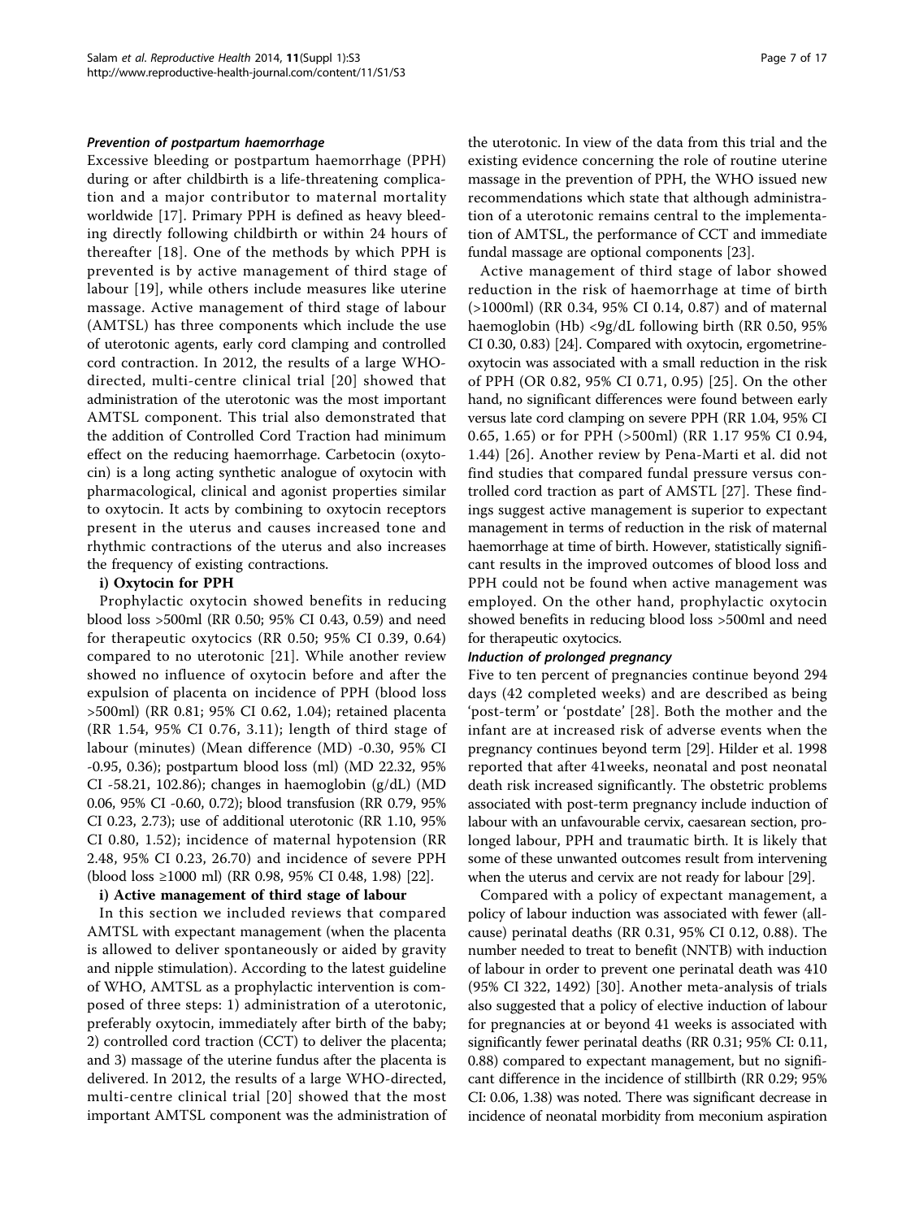### *Prevention of postpartum haemorrhage*

Excessive bleeding or postpartum haemorrhage (PPH) during or after childbirth is a life-threatening complication and a major contributor to maternal mortality worldwide [17]. Primary PPH is defined as heavy bleeding directly following childbirth or within 24 hours of thereafter [18]. One of the methods by which PPH is prevented is by active management of third stage of labour [19], while others include measures like uterine massage. Active management of third stage of labour (AMTSL) has three components which include the use of uterotonic agents, early cord clamping and controlled cord contraction. In 2012, the results of a large WHO-directed, multi-centre clinical trial [20] showed that administration of the uterotonic was the most important AMTSL component. This trial also demonstrated that the addition of Controlled Cord Traction had minimum effect on the reducing haemorrhage. Carbetocin (oxytocin) is a long acting synthetic analogue of oxytocin with pharmacological, clinical and agonist properties similar to oxytocin. It acts by combining to oxytocin receptors present in the uterus and causes increased tone and rhythmic contractions of the uterus and also increases the frequency of existing contractions.

**i) Oxytocin for PPH**

Prophylactic oxytocin showed benefits in reducing blood loss >500ml (RR 0.50; 95% CI 0.43, 0.59) and need for therapeutic oxytocics (RR 0.50; 95% CI 0.39, 0.64) compared to no uterotonic [21]. While another review showed no influence of oxytocin before and after the expulsion of placenta on incidence of PPH (blood loss >500ml) (RR 0.81; 95% CI 0.62, 1.04); retained placenta (RR 1.54, 95% CI 0.76, 3.11); length of third stage of labour (minutes) (Mean difference (MD) -0.30, 95% CI -0.95, 0.36); postpartum blood loss (ml) (MD 22.32, 95% CI -58.21, 102.86); changes in haemoglobin (g/dL) (MD 0.06, 95% CI -0.60, 0.72); blood transfusion (RR 0.79, 95% CI 0.23, 2.73); use of additional uterotonic (RR 1.10, 95% CI 0.80, 1.52); incidence of maternal hypotension (RR 2.48, 95% CI 0.23, 26.70) and incidence of severe PPH (blood loss ≥1000 ml) (RR 0.98, 95% CI 0.48, 1.98) [22].

**i) Active management of third stage of labour**

In this section we included reviews that compared AMTSL with expectant management (when the placenta is allowed to deliver spontaneously or aided by gravity and nipple stimulation). According to the latest guideline of WHO, AMTSL as a prophylactic intervention is composed of three steps: 1) administration of a uterotonic, preferably oxytocin, immediately after birth of the baby; 2) controlled cord traction (CCT) to deliver the placenta; and 3) massage of the uterine fundus after the placenta is delivered. In 2012, the results of a large WHO-directed, multi-centre clinical trial [20] showed that the most important AMTSL component was the administration of the uterotonic. In view of the data from this trial and the existing evidence concerning the role of routine uterine massage in the prevention of PPH, the WHO issued new recommendations which state that although administration of a uterotonic remains central to the implementation of AMTSL, the performance of CCT and immediate fundal massage are optional components [23].

Active management of third stage of labor showed reduction in the risk of haemorrhage at time of birth (>1000ml) (RR 0.34, 95% CI 0.14, 0.87) and of maternal haemoglobin (Hb) <9g/dL following birth (RR 0.50, 95% CI 0.30, 0.83) [24]. Compared with oxytocin, ergometrine-oxytocin was associated with a small reduction in the risk of PPH (OR 0.82, 95% CI 0.71, 0.95) [25]. On the other hand, no significant differences were found between early versus late cord clamping on severe PPH (RR 1.04, 95% CI 0.65, 1.65) or for PPH (>500ml) (RR 1.17 95% CI 0.94, 1.44) [26]. Another review by Pena-Marti et al. did not find studies that compared fundal pressure versus controlled cord traction as part of AMSTL [27]. These findings suggest active management is superior to expectant management in terms of reduction in the risk of maternal haemorrhage at time of birth. However, statistically significant results in the improved outcomes of blood loss and PPH could not be found when active management was employed. On the other hand, prophylactic oxytocin showed benefits in reducing blood loss >500ml and need for therapeutic oxytocics.

### *Induction of prolonged pregnancy*

Five to ten percent of pregnancies continue beyond 294 days (42 completed weeks) and are described as being 'post-term' or 'postdate' [28]. Both the mother and the infant are at increased risk of adverse events when the pregnancy continues beyond term [29]. Hilder et al. 1998 reported that after 41weeks, neonatal and post neonatal death risk increased significantly. The obstetric problems associated with post-term pregnancy include induction of labour with an unfavourable cervix, caesarean section, prolonged labour, PPH and traumatic birth. It is likely that some of these unwanted outcomes result from intervening when the uterus and cervix are not ready for labour [29].

Compared with a policy of expectant management, a policy of labour induction was associated with fewer (all-cause) perinatal deaths (RR 0.31, 95% CI 0.12, 0.88). The number needed to treat to benefit (NNTB) with induction of labour in order to prevent one perinatal death was 410 (95% CI 322, 1492) [30]. Another meta-analysis of trials also suggested that a policy of elective induction of labour for pregnancies at or beyond 41 weeks is associated with significantly fewer perinatal deaths (RR 0.31; 95% CI: 0.11, 0.88) compared to expectant management, but no significant difference in the incidence of stillbirth (RR 0.29; 95% CI: 0.06, 1.38) was noted. There was significant decrease in incidence of neonatal morbidity from meconium aspiration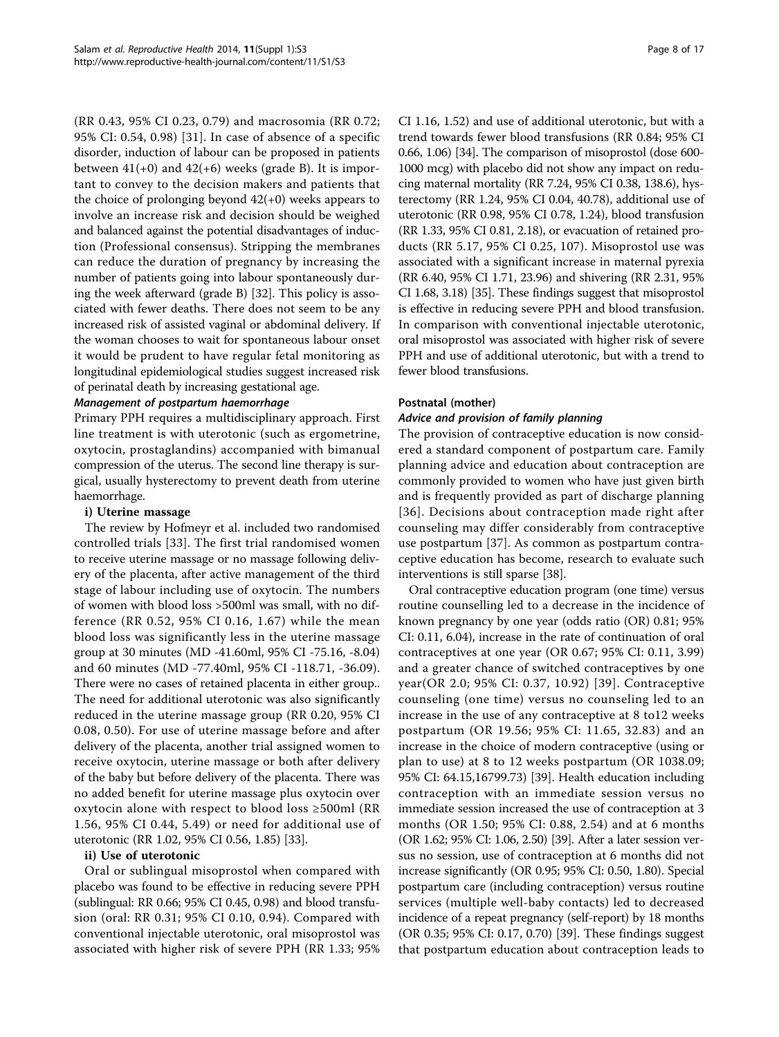(RR 0.43, 95% CI 0.23, 0.79) and macrosomia (RR 0.72; 95% CI: 0.54, 0.98) [31]. In case of absence of a specific disorder, induction of labour can be proposed in patients between 41(+0) and 42(+6) weeks (grade B). It is important to convey to the decision makers and patients that the choice of prolonging beyond 42(+0) weeks appears to involve an increase risk and decision should be weighed and balanced against the potential disadvantages of induction (Professional consensus). Stripping the membranes can reduce the duration of pregnancy by increasing the number of patients going into labour spontaneously during the week afterward (grade B) [32]. This policy is associated with fewer deaths. There does not seem to be any increased risk of assisted vaginal or abdominal delivery. If the woman chooses to wait for spontaneous labour onset it would be prudent to have regular fetal monitoring as longitudinal epidemiological studies suggest increased risk of perinatal death by increasing gestational age.

#### *Management of postpartum haemorrhage*

Primary PPH requires a multidisciplinary approach. First line treatment is with uterotonic (such as ergometrine, oxytocin, prostaglandins) accompanied with bimanual compression of the uterus. The second line therapy is surgical, usually hysterectomy to prevent death from uterine haemorrhage.

**i) Uterine massage**

The review by Hofmeyr et al. included two randomised controlled trials [33]. The first trial randomised women to receive uterine massage or no massage following delivery of the placenta, after active management of the third stage of labour including use of oxytocin. The numbers of women with blood loss >500ml was small, with no difference (RR 0.52, 95% CI 0.16, 1.67) while the mean blood loss was significantly less in the uterine massage group at 30 minutes (MD -41.60ml, 95% CI -75.16, -8.04) and 60 minutes (MD -77.40ml, 95% CI -118.71, -36.09). There were no cases of retained placenta in either group.. The need for additional uterotonic was also significantly reduced in the uterine massage group (RR 0.20, 95% CI 0.08, 0.50). For use of uterine massage before and after delivery of the placenta, another trial assigned women to receive oxytocin, uterine massage or both after delivery of the baby but before delivery of the placenta. There was no added benefit for uterine massage plus oxytocin over oxytocin alone with respect to blood loss ≥500ml (RR 1.56, 95% CI 0.44, 5.49) or need for additional use of uterotonic (RR 1.02, 95% CI 0.56, 1.85) [33].

**ii) Use of uterotonic**

Oral or sublingual misoprostol when compared with placebo was found to be effective in reducing severe PPH (sublingual: RR 0.66; 95% CI 0.45, 0.98) and blood transfusion (oral: RR 0.31; 95% CI 0.10, 0.94). Compared with conventional injectable uterotonic, oral misoprostol was associated with higher risk of severe PPH (RR 1.33; 95% CI 1.16, 1.52) and use of additional uterotonic, but with a trend towards fewer blood transfusions (RR 0.84; 95% CI 0.66, 1.06) [34]. The comparison of misoprostol (dose 600-1000 mcg) with placebo did not show any impact on reducing maternal mortality (RR 7.24, 95% CI 0.38, 138.6), hysterectomy (RR 1.24, 95% CI 0.04, 40.78), additional use of uterotonic (RR 0.98, 95% CI 0.78, 1.24), blood transfusion (RR 1.33, 95% CI 0.81, 2.18), or evacuation of retained products (RR 5.17, 95% CI 0.25, 107). Misoprostol use was associated with a significant increase in maternal pyrexia (RR 6.40, 95% CI 1.71, 23.96) and shivering (RR 2.31, 95% CI 1.68, 3.18) [35]. These findings suggest that misoprostol is effective in reducing severe PPH and blood transfusion. In comparison with conventional injectable uterotonic, oral misoprostol was associated with higher risk of severe PPH and use of additional uterotonic, but with a trend to fewer blood transfusions.

### Postnatal (mother)

#### *Advice and provision of family planning*

The provision of contraceptive education is now considered a standard component of postpartum care. Family planning advice and education about contraception are commonly provided to women who have just given birth and is frequently provided as part of discharge planning [36]. Decisions about contraception made right after counseling may differ considerably from contraceptive use postpartum [37]. As common as postpartum contraceptive education has become, research to evaluate such interventions is still sparse [38].

Oral contraceptive education program (one time) versus routine counselling led to a decrease in the incidence of known pregnancy by one year (odds ratio (OR) 0.81; 95% CI: 0.11, 6.04), increase in the rate of continuation of oral contraceptives at one year (OR 0.67; 95% CI: 0.11, 3.99) and a greater chance of switched contraceptives by one year(OR 2.0; 95% CI: 0.37, 10.92) [39]. Contraceptive counseling (one time) versus no counseling led to an increase in the use of any contraceptive at 8 to12 weeks postpartum (OR 19.56; 95% CI: 11.65, 32.83) and an increase in the choice of modern contraceptive (using or plan to use) at 8 to 12 weeks postpartum (OR 1038.09; 95% CI: 64.15,16799.73) [39]. Health education including contraception with an immediate session versus no immediate session increased the use of contraception at 3 months (OR 1.50; 95% CI: 0.88, 2.54) and at 6 months (OR 1.62; 95% CI: 1.06, 2.50) [39]. After a later session versus no session, use of contraception at 6 months did not increase significantly (OR 0.95; 95% CI: 0.50, 1.80). Special postpartum care (including contraception) versus routine services (multiple well-baby contacts) led to decreased incidence of a repeat pregnancy (self-report) by 18 months (OR 0.35; 95% CI: 0.17, 0.70) [39]. These findings suggest that postpartum education about contraception leads to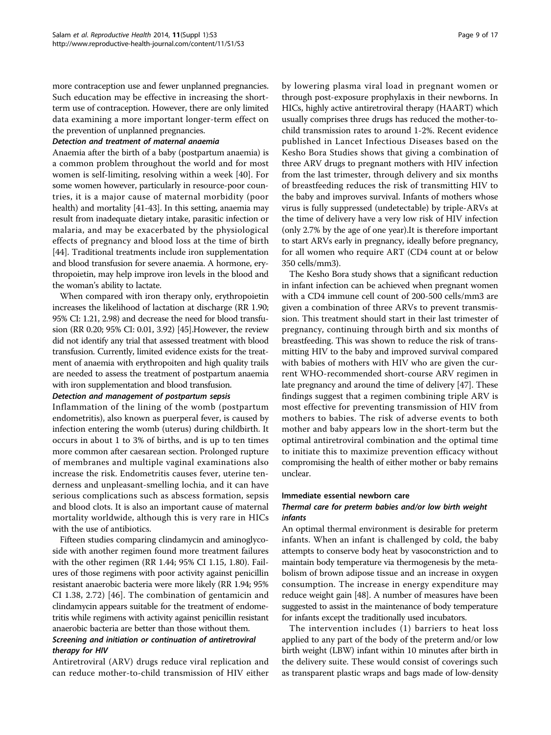more contraception use and fewer unplanned pregnancies. Such education may be effective in increasing the short-term use of contraception. However, there are only limited data examining a more important longer-term effect on the prevention of unplanned pregnancies.

#### *Detection and treatment of maternal anaemia*

Anaemia after the birth of a baby (postpartum anaemia) is a common problem throughout the world and for most women is self-limiting, resolving within a week [40]. For some women however, particularly in resource-poor countries, it is a major cause of maternal morbidity (poor health) and mortality [41-43]. In this setting, anaemia may result from inadequate dietary intake, parasitic infection or malaria, and may be exacerbated by the physiological effects of pregnancy and blood loss at the time of birth [44]. Traditional treatments include iron supplementation and blood transfusion for severe anaemia. A hormone, erythropoietin, may help improve iron levels in the blood and the woman's ability to lactate.

When compared with iron therapy only, erythropoietin increases the likelihood of lactation at discharge (RR 1.90; 95% CI: 1.21, 2.98) and decrease the need for blood transfusion (RR 0.20; 95% CI: 0.01, 3.92) [45].However, the review did not identify any trial that assessed treatment with blood transfusion. Currently, limited evidence exists for the treatment of anaemia with erythropoiten and high quality trails are needed to assess the treatment of postpartum anaemia with iron supplementation and blood transfusion.

#### *Detection and management of postpartum sepsis*

Inflammation of the lining of the womb (postpartum endometritis), also known as puerperal fever, is caused by infection entering the womb (uterus) during childbirth. It occurs in about 1 to 3% of births, and is up to ten times more common after caesarean section. Prolonged rupture of membranes and multiple vaginal examinations also increase the risk. Endometritis causes fever, uterine tenderness and unpleasant-smelling lochia, and it can have serious complications such as abscess formation, sepsis and blood clots. It is also an important cause of maternal mortality worldwide, although this is very rare in HICs with the use of antibiotics.

Fifteen studies comparing clindamycin and aminoglycoside with another regimen found more treatment failures with the other regimen (RR 1.44; 95% CI 1.15, 1.80). Failures of those regimens with poor activity against penicillin resistant anaerobic bacteria were more likely (RR 1.94; 95% CI 1.38, 2.72) [46]. The combination of gentamicin and clindamycin appears suitable for the treatment of endometritis while regimens with activity against penicillin resistant anaerobic bacteria are better than those without them.

#### *Screening and initiation or continuation of antiretroviral therapy for HIV*

Antiretroviral (ARV) drugs reduce viral replication and can reduce mother-to-child transmission of HIV either by lowering plasma viral load in pregnant women or through post-exposure prophylaxis in their newborns. In HICs, highly active antiretroviral therapy (HAART) which usually comprises three drugs has reduced the mother-to-child transmission rates to around 1-2%. Recent evidence published in Lancet Infectious Diseases based on the Kesho Bora Studies shows that giving a combination of three ARV drugs to pregnant mothers with HIV infection from the last trimester, through delivery and six months of breastfeeding reduces the risk of transmitting HIV to the baby and improves survival. Infants of mothers whose virus is fully suppressed (undetectable) by triple-ARVs at the time of delivery have a very low risk of HIV infection (only 2.7% by the age of one year).It is therefore important to start ARVs early in pregnancy, ideally before pregnancy, for all women who require ART (CD4 count at or below 350 cells/mm3).

The Kesho Bora study shows that a significant reduction in infant infection can be achieved when pregnant women with a CD4 immune cell count of 200-500 cells/mm3 are given a combination of three ARVs to prevent transmission. This treatment should start in their last trimester of pregnancy, continuing through birth and six months of breastfeeding. This was shown to reduce the risk of transmitting HIV to the baby and improved survival compared with babies of mothers with HIV who are given the current WHO-recommended short-course ARV regimen in late pregnancy and around the time of delivery [47]. These findings suggest that a regimen combining triple ARV is most effective for preventing transmission of HIV from mothers to babies. The risk of adverse events to both mother and baby appears low in the short-term but the optimal antiretroviral combination and the optimal time to initiate this to maximize prevention efficacy without compromising the health of either mother or baby remains unclear.

### Immediate essential newborn care

#### *Thermal care for preterm babies and/or low birth weight infants*

An optimal thermal environment is desirable for preterm infants. When an infant is challenged by cold, the baby attempts to conserve body heat by vasoconstriction and to maintain body temperature via thermogenesis by the metabolism of brown adipose tissue and an increase in oxygen consumption. The increase in energy expenditure may reduce weight gain [48]. A number of measures have been suggested to assist in the maintenance of body temperature for infants except the traditionally used incubators.

The intervention includes (1) barriers to heat loss applied to any part of the body of the preterm and/or low birth weight (LBW) infant within 10 minutes after birth in the delivery suite. These would consist of coverings such as transparent plastic wraps and bags made of low-density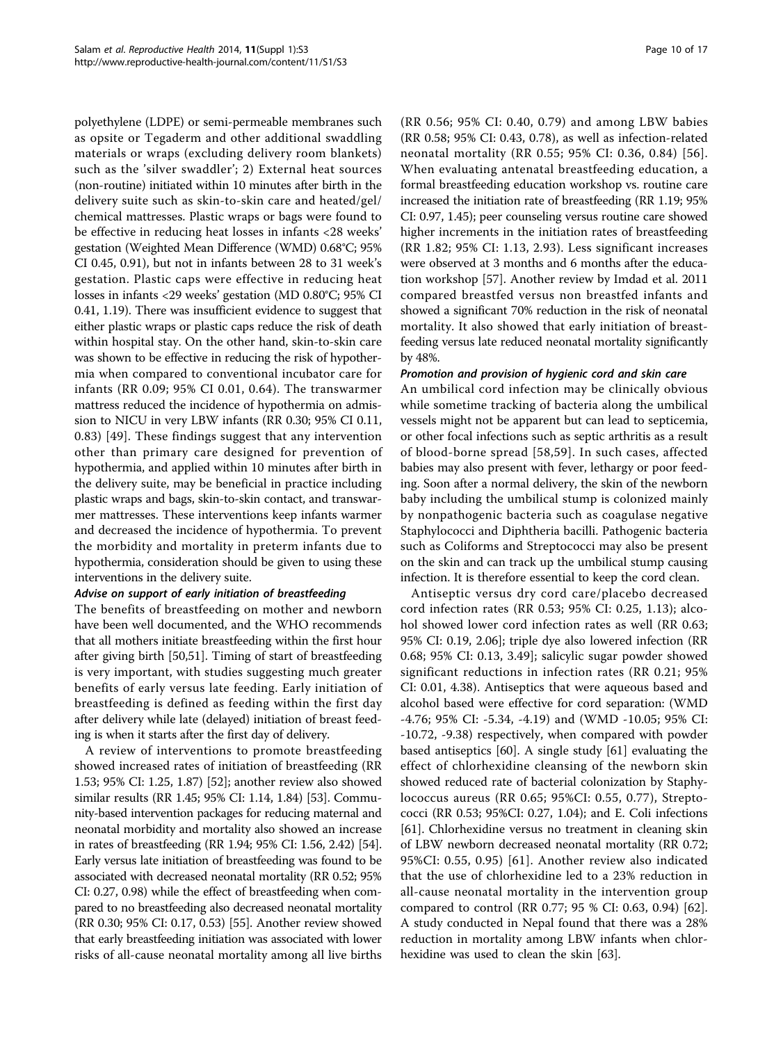polyethylene (LDPE) or semi-permeable membranes such as opsite or Tegaderm and other additional swaddling materials or wraps (excluding delivery room blankets) such as the 'silver swaddler'; 2) External heat sources (non-routine) initiated within 10 minutes after birth in the delivery suite such as skin-to-skin care and heated/gel/chemical mattresses. Plastic wraps or bags were found to be effective in reducing heat losses in infants <28 weeks' gestation (Weighted Mean Difference (WMD) 0.68°C; 95% CI 0.45, 0.91), but not in infants between 28 to 31 week's gestation. Plastic caps were effective in reducing heat losses in infants <29 weeks' gestation (MD 0.80°C; 95% CI 0.41, 1.19). There was insufficient evidence to suggest that either plastic wraps or plastic caps reduce the risk of death within hospital stay. On the other hand, skin-to-skin care was shown to be effective in reducing the risk of hypothermia when compared to conventional incubator care for infants (RR 0.09; 95% CI 0.01, 0.64). The transwarmer mattress reduced the incidence of hypothermia on admission to NICU in very LBW infants (RR 0.30; 95% CI 0.11, 0.83) [49]. These findings suggest that any intervention other than primary care designed for prevention of hypothermia, and applied within 10 minutes after birth in the delivery suite, may be beneficial in practice including plastic wraps and bags, skin-to-skin contact, and transwarmer mattresses. These interventions keep infants warmer and decreased the incidence of hypothermia. To prevent the morbidity and mortality in preterm infants due to hypothermia, consideration should be given to using these interventions in the delivery suite.

#### *Advise on support of early initiation of breastfeeding*

The benefits of breastfeeding on mother and newborn have been well documented, and the WHO recommends that all mothers initiate breastfeeding within the first hour after giving birth [50,51]. Timing of start of breastfeeding is very important, with studies suggesting much greater benefits of early versus late feeding. Early initiation of breastfeeding is defined as feeding within the first day after delivery while late (delayed) initiation of breast feeding is when it starts after the first day of delivery.

A review of interventions to promote breastfeeding showed increased rates of initiation of breastfeeding (RR 1.53; 95% CI: 1.25, 1.87) [52]; another review also showed similar results (RR 1.45; 95% CI: 1.14, 1.84) [53]. Community-based intervention packages for reducing maternal and neonatal morbidity and mortality also showed an increase in rates of breastfeeding (RR 1.94; 95% CI: 1.56, 2.42) [54]. Early versus late initiation of breastfeeding was found to be associated with decreased neonatal mortality (RR 0.52; 95% CI: 0.27, 0.98) while the effect of breastfeeding when compared to no breastfeeding also decreased neonatal mortality (RR 0.30; 95% CI: 0.17, 0.53) [55]. Another review showed that early breastfeeding initiation was associated with lower risks of all-cause neonatal mortality among all live births (RR 0.56; 95% CI: 0.40, 0.79) and among LBW babies (RR 0.58; 95% CI: 0.43, 0.78), as well as infection-related neonatal mortality (RR 0.55; 95% CI: 0.36, 0.84) [56]. When evaluating antenatal breastfeeding education, a formal breastfeeding education workshop vs. routine care increased the initiation rate of breastfeeding (RR 1.19; 95% CI: 0.97, 1.45); peer counseling versus routine care showed higher increments in the initiation rates of breastfeeding (RR 1.82; 95% CI: 1.13, 2.93). Less significant increases were observed at 3 months and 6 months after the education workshop [57]. Another review by Imdad et al. 2011 compared breastfed versus non breastfed infants and showed a significant 70% reduction in the risk of neonatal mortality. It also showed that early initiation of breastfeeding versus late reduced neonatal mortality significantly by 48%.

#### *Promotion and provision of hygienic cord and skin care*

An umbilical cord infection may be clinically obvious while sometime tracking of bacteria along the umbilical vessels might not be apparent but can lead to septicemia, or other focal infections such as septic arthritis as a result of blood-borne spread [58,59]. In such cases, affected babies may also present with fever, lethargy or poor feeding. Soon after a normal delivery, the skin of the newborn baby including the umbilical stump is colonized mainly by nonpathogenic bacteria such as coagulase negative Staphylococci and Diphtheria bacilli. Pathogenic bacteria such as Coliforms and Streptococci may also be present on the skin and can track up the umbilical stump causing infection. It is therefore essential to keep the cord clean.

Antiseptic versus dry cord care/placebo decreased cord infection rates (RR 0.53; 95% CI: 0.25, 1.13); alcohol showed lower cord infection rates as well (RR 0.63; 95% CI: 0.19, 2.06]; triple dye also lowered infection (RR 0.68; 95% CI: 0.13, 3.49]; salicylic sugar powder showed significant reductions in infection rates (RR 0.21; 95% CI: 0.01, 4.38). Antiseptics that were aqueous based and alcohol based were effective for cord separation: (WMD -4.76; 95% CI: -5.34, -4.19) and (WMD -10.05; 95% CI: -10.72, -9.38) respectively, when compared with powder based antiseptics [60]. A single study [61] evaluating the effect of chlorhexidine cleansing of the newborn skin showed reduced rate of bacterial colonization by Staphylococcus aureus (RR 0.65; 95%CI: 0.55, 0.77), Streptococci (RR 0.53; 95%CI: 0.27, 1.04); and E. Coli infections [61]. Chlorhexidine versus no treatment in cleaning skin of LBW newborn decreased neonatal mortality (RR 0.72; 95%CI: 0.55, 0.95) [61]. Another review also indicated that the use of chlorhexidine led to a 23% reduction in all-cause neonatal mortality in the intervention group compared to control (RR 0.77; 95 % CI: 0.63, 0.94) [62]. A study conducted in Nepal found that there was a 28% reduction in mortality among LBW infants when chlorhexidine was used to clean the skin [63].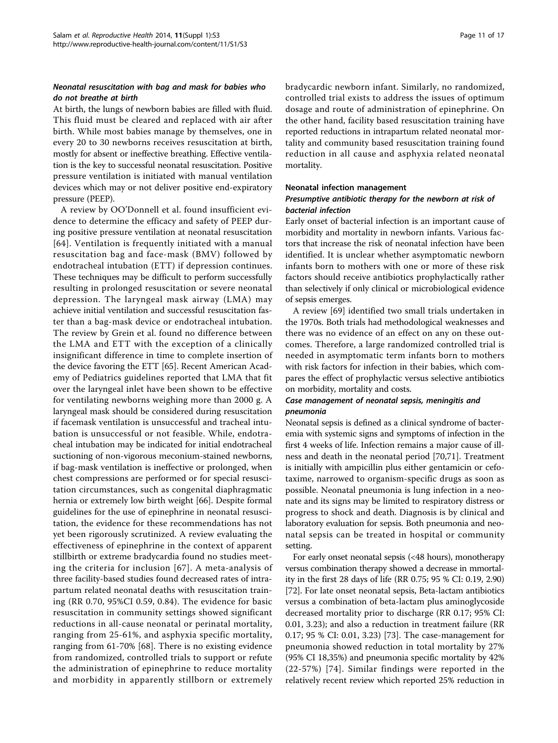#### *Neonatal resuscitation with bag and mask for babies who do not breathe at birth*

At birth, the lungs of newborn babies are filled with fluid. This fluid must be cleared and replaced with air after birth. While most babies manage by themselves, one in every 20 to 30 newborns receives resuscitation at birth, mostly for absent or ineffective breathing. Effective ventilation is the key to successful neonatal resuscitation. Positive pressure ventilation is initiated with manual ventilation devices which may or not deliver positive end-expiratory pressure (PEEP).

A review by OO'Donnell et al. found insufficient evidence to determine the efficacy and safety of PEEP during positive pressure ventilation at neonatal resuscitation [64]. Ventilation is frequently initiated with a manual resuscitation bag and face-mask (BMV) followed by endotracheal intubation (ETT) if depression continues. These techniques may be difficult to perform successfully resulting in prolonged resuscitation or severe neonatal depression. The laryngeal mask airway (LMA) may achieve initial ventilation and successful resuscitation faster than a bag-mask device or endotracheal intubation. The review by Grein et al. found no difference between the LMA and ETT with the exception of a clinically insignificant difference in time to complete insertion of the device favoring the ETT [65]. Recent American Academy of Pediatrics guidelines reported that LMA that fit over the laryngeal inlet have been shown to be effective for ventilating newborns weighing more than 2000 g. A laryngeal mask should be considered during resuscitation if facemask ventilation is unsuccessful and tracheal intubation is unsuccessful or not feasible. While, endotracheal intubation may be indicated for initial endotracheal suctioning of non-vigorous meconium-stained newborns, if bag-mask ventilation is ineffective or prolonged, when chest compressions are performed or for special resuscitation circumstances, such as congenital diaphragmatic hernia or extremely low birth weight [66]. Despite formal guidelines for the use of epinephrine in neonatal resuscitation, the evidence for these recommendations has not yet been rigorously scrutinized. A review evaluating the effectiveness of epinephrine in the context of apparent stillbirth or extreme bradycardia found no studies meeting the criteria for inclusion [67]. A meta-analysis of three facility-based studies found decreased rates of intrapartum related neonatal deaths with resuscitation training (RR 0.70, 95%CI 0.59, 0.84). The evidence for basic resuscitation in community settings showed significant reductions in all-cause neonatal or perinatal mortality, ranging from 25-61%, and asphyxia specific mortality, ranging from 61-70% [68]. There is no existing evidence from randomized, controlled trials to support or refute the administration of epinephrine to reduce mortality and morbidity in apparently stillborn or extremely bradycardic newborn infant. Similarly, no randomized, controlled trial exists to address the issues of optimum dosage and route of administration of epinephrine. On the other hand, facility based resuscitation training have reported reductions in intrapartum related neonatal mortality and community based resuscitation training found reduction in all cause and asphyxia related neonatal mortality.

### Neonatal infection management

#### *Presumptive antibiotic therapy for the newborn at risk of bacterial infection*

Early onset of bacterial infection is an important cause of morbidity and mortality in newborn infants. Various factors that increase the risk of neonatal infection have been identified. It is unclear whether asymptomatic newborn infants born to mothers with one or more of these risk factors should receive antibiotics prophylactically rather than selectively if only clinical or microbiological evidence of sepsis emerges.

A review [69] identified two small trials undertaken in the 1970s. Both trials had methodological weaknesses and there was no evidence of an effect on any on these outcomes. Therefore, a large randomized controlled trial is needed in asymptomatic term infants born to mothers with risk factors for infection in their babies, which compares the effect of prophylactic versus selective antibiotics on morbidity, mortality and costs.

#### *Case management of neonatal sepsis, meningitis and pneumonia*

Neonatal sepsis is defined as a clinical syndrome of bacteremia with systemic signs and symptoms of infection in the first 4 weeks of life. Infection remains a major cause of illness and death in the neonatal period [70,71]. Treatment is initially with ampicillin plus either gentamicin or cefotaxime, narrowed to organism-specific drugs as soon as possible. Neonatal pneumonia is lung infection in a neonate and its signs may be limited to respiratory distress or progress to shock and death. Diagnosis is by clinical and laboratory evaluation for sepsis. Both pneumonia and neonatal sepsis can be treated in hospital or community setting.

For early onset neonatal sepsis (<48 hours), monotherapy versus combination therapy showed a decrease in mmortality in the first 28 days of life (RR 0.75; 95 % CI: 0.19, 2.90) [72]. For late onset neonatal sepsis, Beta-lactam antibiotics versus a combination of beta-lactam plus aminoglycoside decreased mortality prior to discharge (RR 0.17; 95% CI: 0.01, 3.23); and also a reduction in treatment failure (RR 0.17; 95 % CI: 0.01, 3.23) [73]. The case-management for pneumonia showed reduction in total mortality by 27% (95% CI 18,35%) and pneumonia specific mortality by 42% (22-57%) [74]. Similar findings were reported in the relatively recent review which reported 25% reduction in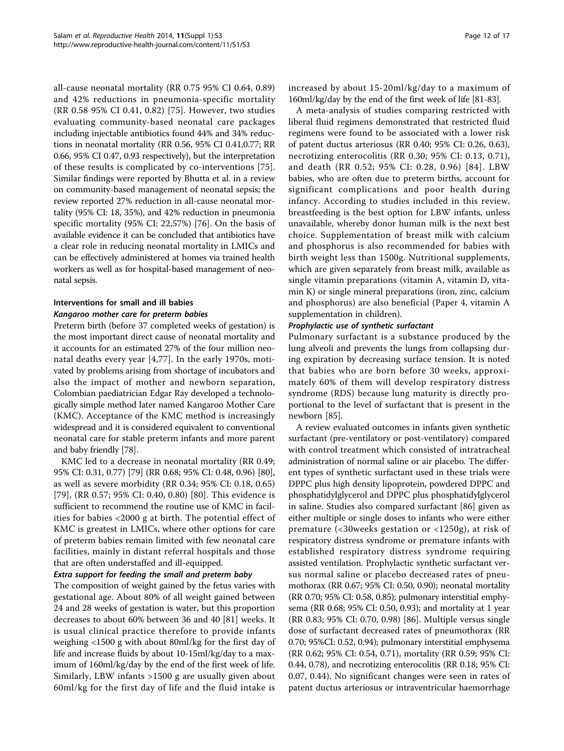all-cause neonatal mortality (RR 0.75 95% CI 0.64, 0.89) and 42% reductions in pneumonia-specific mortality (RR 0.58 95% CI 0.41, 0.82) [75]. However, two studies evaluating community-based neonatal care packages including injectable antibiotics found 44% and 34% reductions in neonatal mortality (RR 0.56, 95% CI 0.41,0.77; RR 0.66, 95% CI 0.47, 0.93 respectively), but the interpretation of these results is complicated by co-interventions [75]. Similar findings were reported by Bhutta et al. in a review on community-based management of neonatal sepsis; the review reported 27% reduction in all-cause neonatal mortality (95% CI: 18, 35%), and 42% reduction in pneumonia specific mortality (95% CI: 22,57%) [76]. On the basis of available evidence it can be concluded that antibiotics have a clear role in reducing neonatal mortality in LMICs and can be effectively administered at homes via trained health workers as well as for hospital-based management of neonatal sepsis.

### Interventions for small and ill babies

#### *Kangaroo mother care for preterm babies*

Preterm birth (before 37 completed weeks of gestation) is the most important direct cause of neonatal mortality and it accounts for an estimated 27% of the four million neonatal deaths every year [4,77]. In the early 1970s, motivated by problems arising from shortage of incubators and also the impact of mother and newborn separation, Colombian paediatrician Edgar Ray developed a technologically simple method later named Kangaroo Mother Care (KMC). Acceptance of the KMC method is increasingly widespread and it is considered equivalent to conventional neonatal care for stable preterm infants and more parent and baby friendly [78].

KMC led to a decrease in neonatal mortality (RR 0.49; 95% CI: 0.31, 0.77) [79] (RR 0.68; 95% CI: 0.48, 0.96) [80], as well as severe morbidity (RR 0.34; 95% CI: 0.18, 0.65) [79], (RR 0.57; 95% CI: 0.40, 0.80) [80]. This evidence is sufficient to recommend the routine use of KMC in facilities for babies <2000 g at birth. The potential effect of KMC is greatest in LMICs, where other options for care of preterm babies remain limited with few neonatal care facilities, mainly in distant referral hospitals and those that are often understaffed and ill-equipped.

#### *Extra support for feeding the small and preterm baby*

The composition of weight gained by the fetus varies with gestational age. About 80% of all weight gained between 24 and 28 weeks of gestation is water, but this proportion decreases to about 60% between 36 and 40 [81] weeks. It is usual clinical practice therefore to provide infants weighing <1500 g with about 80ml/kg for the first day of life and increase fluids by about 10-15ml/kg/day to a maximum of 160ml/kg/day by the end of the first week of life. Similarly, LBW infants >1500 g are usually given about 60ml/kg for the first day of life and the fluid intake is increased by about 15-20ml/kg/day to a maximum of 160ml/kg/day by the end of the first week of life [81-83].

A meta-analysis of studies comparing restricted with liberal fluid regimens demonstrated that restricted fluid regimens were found to be associated with a lower risk of patent ductus arteriosus (RR 0.40; 95% CI: 0.26, 0.63), necrotizing enterocolitis (RR 0.30; 95% CI: 0.13, 0.71), and death (RR 0.52; 95% CI: 0.28, 0.96) [84]. LBW babies, who are often due to preterm births, account for significant complications and poor health during infancy. According to studies included in this review, breastfeeding is the best option for LBW infants, unless unavailable, whereby donor human milk is the next best choice. Supplementation of breast milk with calcium and phosphorus is also recommended for babies with birth weight less than 1500g. Nutritional supplements, which are given separately from breast milk, available as single vitamin preparations (vitamin A, vitamin D, vitamin K) or single mineral preparations (iron, zinc, calcium and phosphorus) are also beneficial (Paper 4, vitamin A supplementation in children).

#### *Prophylactic use of synthetic surfactant*

Pulmonary surfactant is a substance produced by the lung alveoli and prevents the lungs from collapsing during expiration by decreasing surface tension. It is noted that babies who are born before 30 weeks, approximately 60% of them will develop respiratory distress syndrome (RDS) because lung maturity is directly proportional to the level of surfactant that is present in the newborn [85].

A review evaluated outcomes in infants given synthetic surfactant (pre-ventilatory or post-ventilatory) compared with control treatment which consisted of intratracheal administration of normal saline or air placebo. The different types of synthetic surfactant used in these trials were DPPC plus high density lipoprotein, powdered DPPC and phosphatidylglycerol and DPPC plus phosphatidylglycerol in saline. Studies also compared surfactant [86] given as either multiple or single doses to infants who were either premature (<30weeks gestation or <1250g), at risk of respiratory distress syndrome or premature infants with established respiratory distress syndrome requiring assisted ventilation. Prophylactic synthetic surfactant versus normal saline or placebo decreased rates of pneumothorax (RR 0.67; 95% CI: 0.50, 0.90); neonatal mortality (RR 0.70; 95% CI: 0.58, 0.85); pulmonary interstitial emphysema (RR 0.68; 95% CI: 0.50, 0.93); and mortality at 1 year (RR 0.83; 95% CI: 0.70, 0.98) [86]. Multiple versus single dose of surfactant decreased rates of pneumothorax (RR 0.70; 95%CI: 0.52, 0.94); pulmonary interstitial emphysema (RR 0.62; 95% CI: 0.54, 0.71), mortality (RR 0.59; 95% CI: 0.44, 0.78), and necrotizing enterocolitis (RR 0.18; 95% CI: 0.07, 0.44). No significant changes were seen in rates of patent ductus arteriosus or intraventricular haemorrhage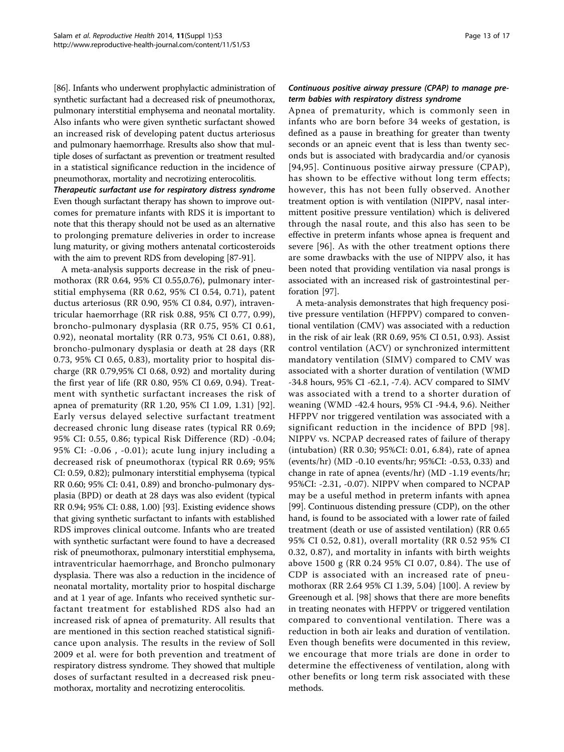[86]. Infants who underwent prophylactic administration of synthetic surfactant had a decreased risk of pneumothorax, pulmonary interstitial emphysema and neonatal mortality. Also infants who were given synthetic surfactant showed an increased risk of developing patent ductus arteriosus and pulmonary haemorrhage. Rresults also show that multiple doses of surfactant as prevention or treatment resulted in a statistical significance reduction in the incidence of pneumothorax, mortality and necrotizing enterocolitis.

***Therapeutic surfactant use for respiratory distress syndrome***

Even though surfactant therapy has shown to improve outcomes for premature infants with RDS it is important to note that this therapy should not be used as an alternative to prolonging premature deliveries in order to increase lung maturity, or giving mothers antenatal corticosteroids with the aim to prevent RDS from developing [87-91].

A meta-analysis supports decrease in the risk of pneumothorax (RR 0.64, 95% CI 0.55,0.76), pulmonary interstitial emphysema (RR 0.62, 95% CI 0.54, 0.71), patent ductus arteriosus (RR 0.90, 95% CI 0.84, 0.97), intraventricular haemorrhage (RR risk 0.88, 95% CI 0.77, 0.99), broncho-pulmonary dysplasia (RR 0.75, 95% CI 0.61, 0.92), neonatal mortality (RR 0.73, 95% CI 0.61, 0.88), broncho-pulmonary dysplasia or death at 28 days (RR 0.73, 95% CI 0.65, 0.83), mortality prior to hospital discharge (RR 0.79,95% CI 0.68, 0.92) and mortality during the first year of life (RR 0.80, 95% CI 0.69, 0.94). Treatment with synthetic surfactant increases the risk of apnea of prematurity (RR 1.20, 95% CI 1.09, 1.31) [92]. Early versus delayed selective surfactant treatment decreased chronic lung disease rates (typical RR 0.69; 95% CI: 0.55, 0.86; typical Risk Difference (RD) -0.04; 95% CI: -0.06 , -0.01); acute lung injury including a decreased risk of pneumothorax (typical RR 0.69; 95% CI: 0.59, 0.82); pulmonary interstitial emphysema (typical RR 0.60; 95% CI: 0.41, 0.89) and broncho-pulmonary dysplasia (BPD) or death at 28 days was also evident (typical RR 0.94; 95% CI: 0.88, 1.00) [93]. Existing evidence shows that giving synthetic surfactant to infants with established RDS improves clinical outcome. Infants who are treated with synthetic surfactant were found to have a decreased risk of pneumothorax, pulmonary interstitial emphysema, intraventricular haemorrhage, and Broncho pulmonary dysplasia. There was also a reduction in the incidence of neonatal mortality, mortality prior to hospital discharge and at 1 year of age. Infants who received synthetic surfactant treatment for established RDS also had an increased risk of apnea of prematurity. All results that are mentioned in this section reached statistical significance upon analysis. The results in the review of Soll 2009 et al. were for both prevention and treatment of respiratory distress syndrome. They showed that multiple doses of surfactant resulted in a decreased risk pneumothorax, mortality and necrotizing enterocolitis.

***Continuous positive airway pressure (CPAP) to manage preterm babies with respiratory distress syndrome***

Apnea of prematurity, which is commonly seen in infants who are born before 34 weeks of gestation, is defined as a pause in breathing for greater than twenty seconds or an apneic event that is less than twenty seconds but is associated with bradycardia and/or cyanosis [94,95]. Continuous positive airway pressure (CPAP), has shown to be effective without long term effects; however, this has not been fully observed. Another treatment option is with ventilation (NIPPV, nasal intermittent positive pressure ventilation) which is delivered through the nasal route, and this also has seen to be effective in preterm infants whose apnea is frequent and severe [96]. As with the other treatment options there are some drawbacks with the use of NIPPV also, it has been noted that providing ventilation via nasal prongs is associated with an increased risk of gastrointestinal perforation [97].

A meta-analysis demonstrates that high frequency positive pressure ventilation (HFPPV) compared to conventional ventilation (CMV) was associated with a reduction in the risk of air leak (RR 0.69, 95% CI 0.51, 0.93). Assist control ventilation (ACV) or synchronized intermittent mandatory ventilation (SIMV) compared to CMV was associated with a shorter duration of ventilation (WMD -34.8 hours, 95% CI -62.1, -7.4). ACV compared to SIMV was associated with a trend to a shorter duration of weaning (WMD -42.4 hours, 95% CI -94.4, 9.6). Neither HFPPV nor triggered ventilation was associated with a significant reduction in the incidence of BPD [98]. NIPPV vs. NCPAP decreased rates of failure of therapy (intubation) (RR 0.30; 95%CI: 0.01, 6.84), rate of apnea (events/hr) (MD -0.10 events/hr; 95%CI: -0.53, 0.33) and change in rate of apnea (events/hr) (MD -1.19 events/hr; 95%CI: -2.31, -0.07). NIPPV when compared to NCPAP may be a useful method in preterm infants with apnea [99]. Continuous distending pressure (CDP), on the other hand, is found to be associated with a lower rate of failed treatment (death or use of assisted ventilation) (RR 0.65 95% CI 0.52, 0.81), overall mortality (RR 0.52 95% CI 0.32, 0.87), and mortality in infants with birth weights above 1500 g (RR 0.24 95% CI 0.07, 0.84). The use of CDP is associated with an increased rate of pneumothorax (RR 2.64 95% CI 1.39, 5.04) [100]. A review by Greenough et al. [98] shows that there are more benefits in treating neonates with HFPPV or triggered ventilation compared to conventional ventilation. There was a reduction in both air leaks and duration of ventilation. Even though benefits were documented in this review, we encourage that more trials are done in order to determine the effectiveness of ventilation, along with other benefits or long term risk associated with these methods.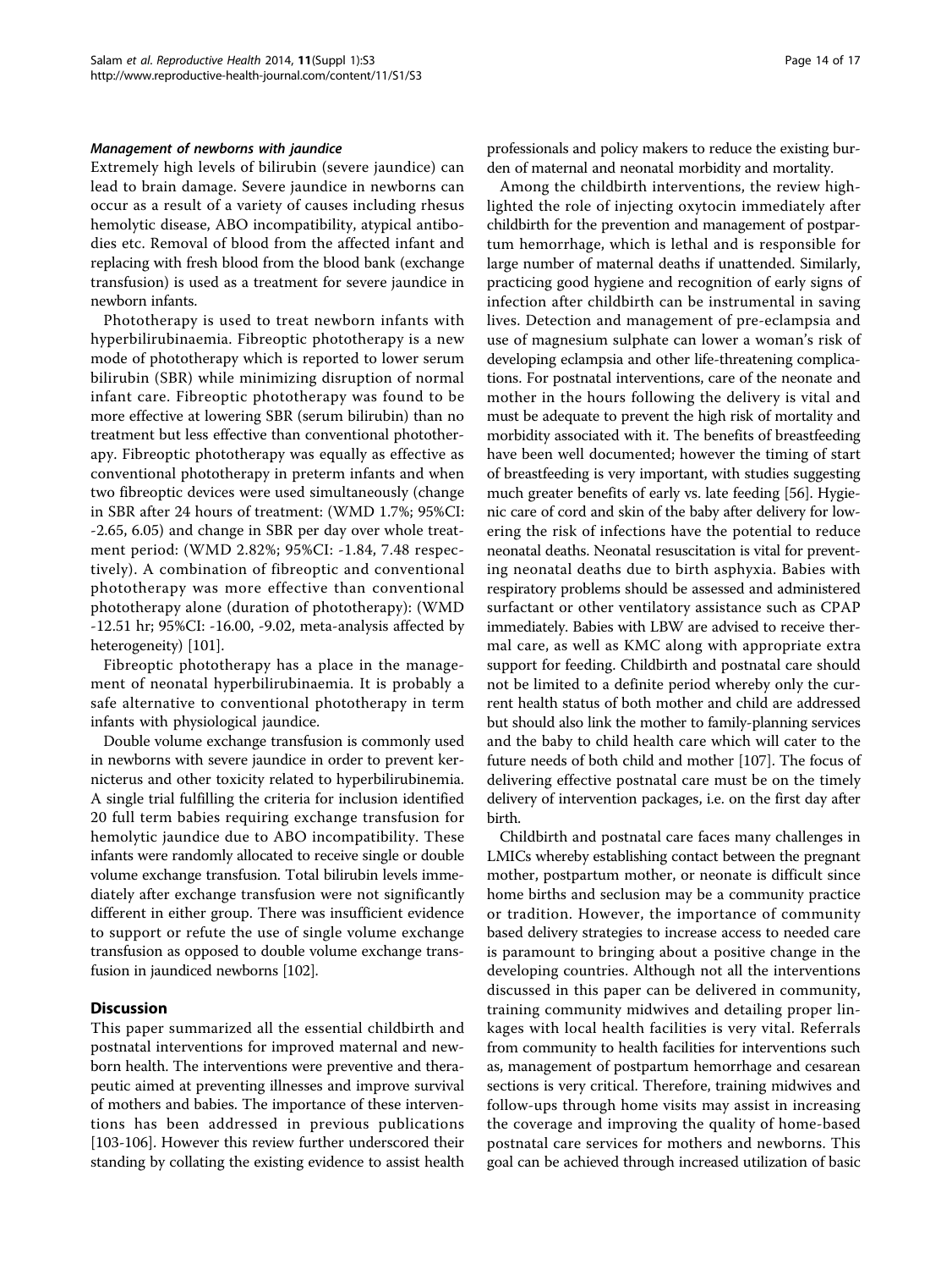#### *Management of newborns with jaundice*

Extremely high levels of bilirubin (severe jaundice) can lead to brain damage. Severe jaundice in newborns can occur as a result of a variety of causes including rhesus hemolytic disease, ABO incompatibility, atypical antibodies etc. Removal of blood from the affected infant and replacing with fresh blood from the blood bank (exchange transfusion) is used as a treatment for severe jaundice in newborn infants.

Phototherapy is used to treat newborn infants with hyperbilirubinaemia. Fibreoptic phototherapy is a new mode of phototherapy which is reported to lower serum bilirubin (SBR) while minimizing disruption of normal infant care. Fibreoptic phototherapy was found to be more effective at lowering SBR (serum bilirubin) than no treatment but less effective than conventional phototherapy. Fibreoptic phototherapy was equally as effective as conventional phototherapy in preterm infants and when two fibreoptic devices were used simultaneously (change in SBR after 24 hours of treatment: (WMD 1.7%; 95%CI: -2.65, 6.05) and change in SBR per day over whole treatment period: (WMD 2.82%; 95%CI: -1.84, 7.48 respectively). A combination of fibreoptic and conventional phototherapy was more effective than conventional phototherapy alone (duration of phototherapy): (WMD -12.51 hr; 95%CI: -16.00, -9.02, meta-analysis affected by heterogeneity) [101].

Fibreoptic phototherapy has a place in the management of neonatal hyperbilirubinaemia. It is probably a safe alternative to conventional phototherapy in term infants with physiological jaundice.

Double volume exchange transfusion is commonly used in newborns with severe jaundice in order to prevent kernicterus and other toxicity related to hyperbilirubinemia. A single trial fulfilling the criteria for inclusion identified 20 full term babies requiring exchange transfusion for hemolytic jaundice due to ABO incompatibility. These infants were randomly allocated to receive single or double volume exchange transfusion. Total bilirubin levels immediately after exchange transfusion were not significantly different in either group. There was insufficient evidence to support or refute the use of single volume exchange transfusion as opposed to double volume exchange transfusion in jaundiced newborns [102].

## Discussion

This paper summarized all the essential childbirth and postnatal interventions for improved maternal and newborn health. The interventions were preventive and therapeutic aimed at preventing illnesses and improve survival of mothers and babies. The importance of these interventions has been addressed in previous publications [103-106]. However this review further underscored their standing by collating the existing evidence to assist health professionals and policy makers to reduce the existing burden of maternal and neonatal morbidity and mortality.

Among the childbirth interventions, the review highlighted the role of injecting oxytocin immediately after childbirth for the prevention and management of postpartum hemorrhage, which is lethal and is responsible for large number of maternal deaths if unattended. Similarly, practicing good hygiene and recognition of early signs of infection after childbirth can be instrumental in saving lives. Detection and management of pre-eclampsia and use of magnesium sulphate can lower a woman's risk of developing eclampsia and other life-threatening complications. For postnatal interventions, care of the neonate and mother in the hours following the delivery is vital and must be adequate to prevent the high risk of mortality and morbidity associated with it. The benefits of breastfeeding have been well documented; however the timing of start of breastfeeding is very important, with studies suggesting much greater benefits of early vs. late feeding [56]. Hygienic care of cord and skin of the baby after delivery for lowering the risk of infections have the potential to reduce neonatal deaths. Neonatal resuscitation is vital for preventing neonatal deaths due to birth asphyxia. Babies with respiratory problems should be assessed and administered surfactant or other ventilatory assistance such as CPAP immediately. Babies with LBW are advised to receive thermal care, as well as KMC along with appropriate extra support for feeding. Childbirth and postnatal care should not be limited to a definite period whereby only the current health status of both mother and child are addressed but should also link the mother to family-planning services and the baby to child health care which will cater to the future needs of both child and mother [107]. The focus of delivering effective postnatal care must be on the timely delivery of intervention packages, i.e. on the first day after birth.

Childbirth and postnatal care faces many challenges in LMICs whereby establishing contact between the pregnant mother, postpartum mother, or neonate is difficult since home births and seclusion may be a community practice or tradition. However, the importance of community based delivery strategies to increase access to needed care is paramount to bringing about a positive change in the developing countries. Although not all the interventions discussed in this paper can be delivered in community, training community midwives and detailing proper linkages with local health facilities is very vital. Referrals from community to health facilities for interventions such as, management of postpartum hemorrhage and cesarean sections is very critical. Therefore, training midwives and follow-ups through home visits may assist in increasing the coverage and improving the quality of home-based postnatal care services for mothers and newborns. This goal can be achieved through increased utilization of basic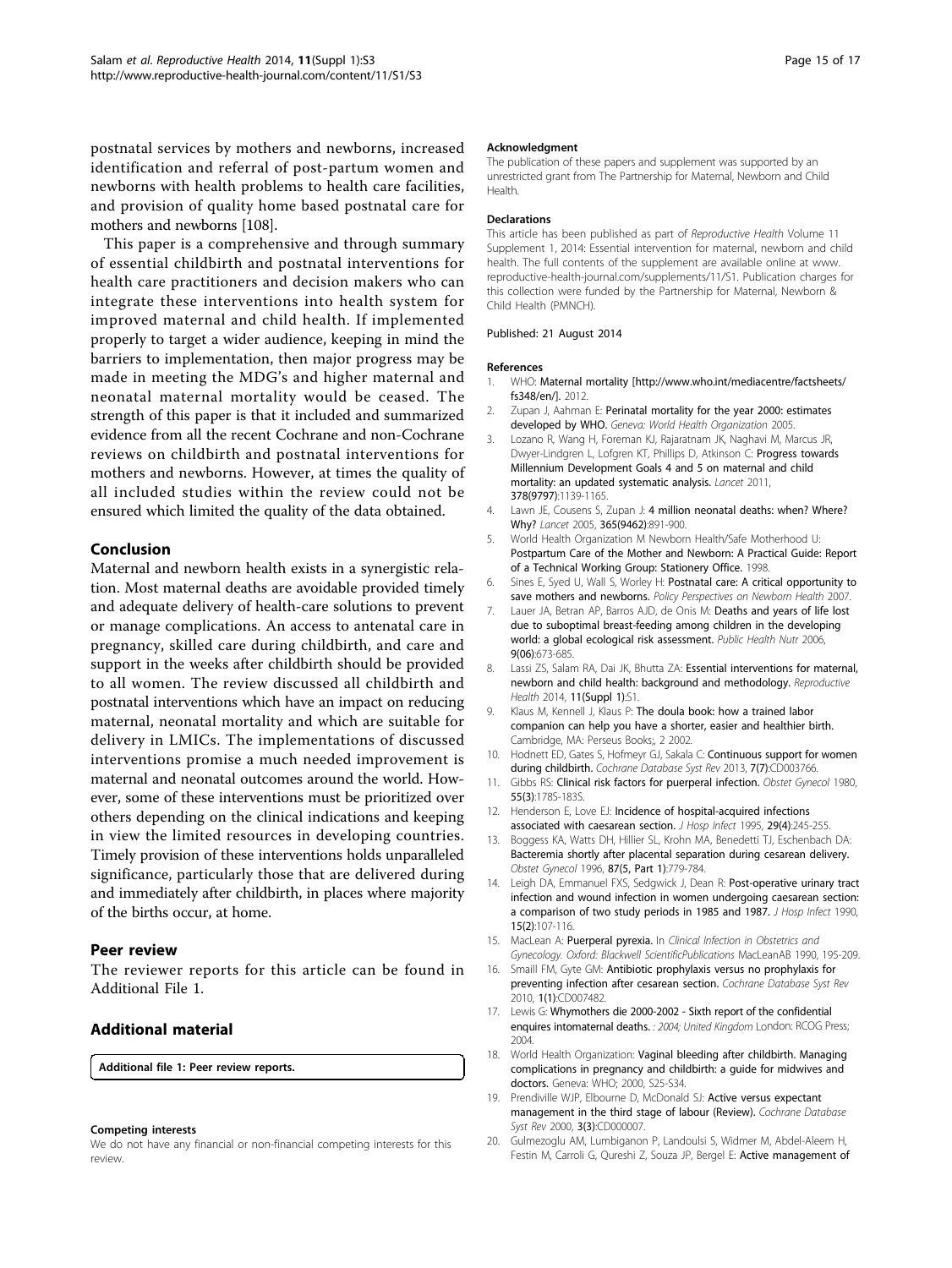postnatal services by mothers and newborns, increased identification and referral of post-partum women and newborns with health problems to health care facilities, and provision of quality home based postnatal care for mothers and newborns [108].

This paper is a comprehensive and through summary of essential childbirth and postnatal interventions for health care practitioners and decision makers who can integrate these interventions into health system for improved maternal and child health. If implemented properly to target a wider audience, keeping in mind the barriers to implementation, then major progress may be made in meeting the MDG's and higher maternal and neonatal maternal mortality would be ceased. The strength of this paper is that it included and summarized evidence from all the recent Cochrane and non-Cochrane reviews on childbirth and postnatal interventions for mothers and newborns. However, at times the quality of all included studies within the review could not be ensured which limited the quality of the data obtained.

## Conclusion

Maternal and newborn health exists in a synergistic relation. Most maternal deaths are avoidable provided timely and adequate delivery of health-care solutions to prevent or manage complications. An access to antenatal care in pregnancy, skilled care during childbirth, and care and support in the weeks after childbirth should be provided to all women. The review discussed all childbirth and postnatal interventions which have an impact on reducing maternal, neonatal mortality and which are suitable for delivery in LMICs. The implementations of discussed interventions promise a much needed improvement is maternal and neonatal outcomes around the world. However, some of these interventions must be prioritized over others depending on the clinical indications and keeping in view the limited resources in developing countries. Timely provision of these interventions holds unparalleled significance, particularly those that are delivered during and immediately after childbirth, in places where majority of the births occur, at home.

## Peer review

The reviewer reports for this article can be found in Additional File 1.

## Additional material

**Additional file 1: Peer review reports.**

#### Competing interests

We do not have any financial or non-financial competing interests for this review.

#### Acknowledgment

The publication of these papers and supplement was supported by an unrestricted grant from The Partnership for Maternal, Newborn and Child Health.

#### Declarations

This article has been published as part of *Reproductive Health* Volume 11 Supplement 1, 2014: Essential intervention for maternal, newborn and child health. The full contents of the supplement are available online at www.reproductive-health-journal.com/supplements/11/S1. Publication charges for this collection were funded by the Partnership for Maternal, Newborn & Child Health (PMNCH).

Published: 21 August 2014

#### References

1. WHO: **Maternal mortality** [http://www.who.int/mediacentre/factsheets/fs348/en/]. 2012.
2. Zupan J, Aahman E: **Perinatal mortality for the year 2000: estimates developed by WHO.** *Geneva: World Health Organization* 2005.
3. Lozano R, Wang H, Foreman KJ, Rajaratnam JK, Naghavi M, Marcus JR, Dwyer-Lindgren L, Lofgren KT, Phillips D, Atkinson C: **Progress towards Millennium Development Goals 4 and 5 on maternal and child mortality: an updated systematic analysis.** *Lancet* 2011, **378(9797)**:1139-1165.
4. Lawn JE, Cousens S, Zupan J: **4 million neonatal deaths: when? Where? Why?** *Lancet* 2005, **365(9462)**:891-900.
5. World Health Organization M Newborn Health/Safe Motherhood U: **Postpartum Care of the Mother and Newborn: A Practical Guide: Report of a Technical Working Group: Stationery Office.** 1998.
6. Sines E, Syed U, Wall S, Worley H: **Postnatal care: A critical opportunity to save mothers and newborns.** *Policy Perspectives on Newborn Health* 2007.
7. Lauer JA, Betran AP, Barros AJD, de Onis M: **Deaths and years of life lost due to suboptimal breast-feeding among children in the developing world: a global ecological risk assessment.** *Public Health Nutr* 2006, **9(06)**:673-685.
8. Lassi ZS, Salam RA, Dai JK, Bhutta ZA: **Essential interventions for maternal, newborn and child health: background and methodology.** *Reproductive Health* 2014, **11(Suppl 1)**:S1.
9. Klaus M, Kennell J, Klaus P: **The doula book: how a trained labor companion can help you have a shorter, easier and healthier birth.** Cambridge, MA: Perseus Books;, 2 2002.
10. Hodnett ED, Gates S, Hofmeyr GJ, Sakala C: **Continuous support for women during childbirth.** *Cochrane Database Syst Rev* 2013, **7(7)**:CD003766.
11. Gibbs RS: **Clinical risk factors for puerperal infection.** *Obstet Gynecol* 1980, **55(3)**:178S-183S.
12. Henderson E, Love EJ: **Incidence of hospital-acquired infections associated with caesarean section.** *J Hosp Infect* 1995, **29(4)**:245-255.
13. Boggess KA, Watts DH, Hillier SL, Krohn MA, Benedetti TJ, Eschenbach DA: **Bacteremia shortly after placental separation during cesarean delivery.** *Obstet Gynecol* 1996, **87(5, Part 1)**:779-784.
14. Leigh DA, Emmanuel FXS, Sedgwick J, Dean R: **Post-operative urinary tract infection and wound infection in women undergoing caesarean section: a comparison of two study periods in 1985 and 1987.** *J Hosp Infect* 1990, **15(2)**:107-116.
15. MacLean A: **Puerperal pyrexia.** In *Clinical Infection in Obstetrics and Gynecology. Oxford: Blackwell ScientificPublications* MacLeanAB 1990, 195-209.
16. Smaill FM, Gyte GM: **Antibiotic prophylaxis versus no prophylaxis for preventing infection after cesarean section.** *Cochrane Database Syst Rev* 2010, **1(1)**:CD007482.
17. Lewis G: **Whymothers die 2000-2002 - Sixth report of the confidential enquires intomaternal deaths.** *: 2004; United Kingdom* London: RCOG Press; 2004.
18. World Health Organization: **Vaginal bleeding after childbirth. Managing complications in pregnancy and childbirth: a guide for midwives and doctors.** Geneva: WHO; 2000, S25-S34.
19. Prendiville WJP, Elbourne D, McDonald SJ: **Active versus expectant management in the third stage of labour (Review).** *Cochrane Database Syst Rev* 2000, **3(3)**:CD000007.
20. Gulmezoglu AM, Lumbiganon P, Landoulsi S, Widmer M, Abdel-Aleem H, Festin M, Carroli G, Qureshi Z, Souza JP, Bergel E: **Active management of**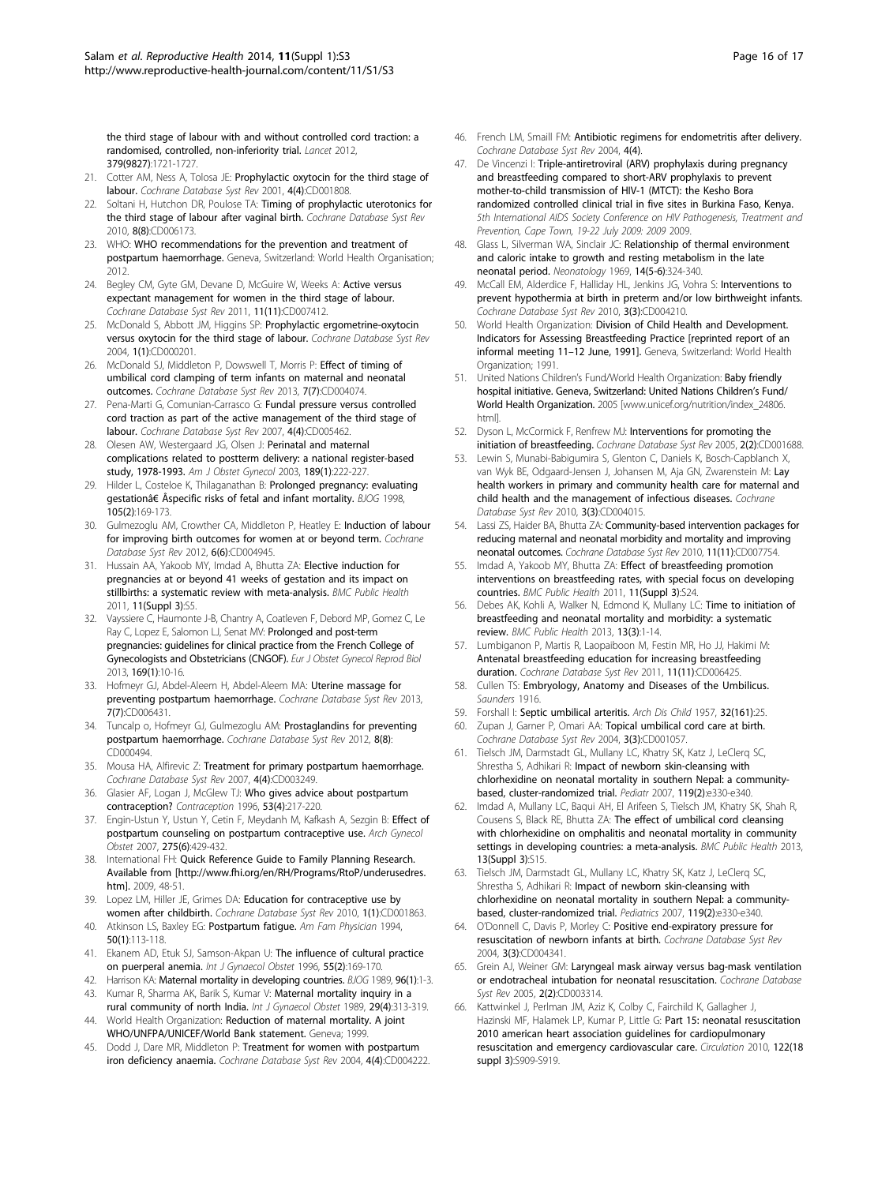the third stage of labour with and without controlled cord traction: a randomised, controlled, non-inferiority trial. *Lancet* 2012, 379(9827):1721-1727.

21. Cotter AM, Ness A, Tolosa JE: **Prophylactic oxytocin for the third stage of labour.** *Cochrane Database Syst Rev* 2001, 4(4):CD001808.
22. Soltani H, Hutchon DR, Poulose TA: **Timing of prophylactic uterotonics for the third stage of labour after vaginal birth.** *Cochrane Database Syst Rev* 2010, 8(8):CD006173.
23. WHO: **WHO recommendations for the prevention and treatment of postpartum haemorrhage.** Geneva, Switzerland: World Health Organisation; 2012.
24. Begley CM, Gyte GM, Devane D, McGuire W, Weeks A: **Active versus expectant management for women in the third stage of labour.** *Cochrane Database Syst Rev* 2011, 11(11):CD007412.
25. McDonald S, Abbott JM, Higgins SP: **Prophylactic ergometrine-oxytocin versus oxytocin for the third stage of labour.** *Cochrane Database Syst Rev* 2004, 1(1):CD000201.
26. McDonald SJ, Middleton P, Dowswell T, Morris P: **Effect of timing of umbilical cord clamping of term infants on maternal and neonatal outcomes.** *Cochrane Database Syst Rev* 2013, 7(7):CD004074.
27. Pena-Marti G, Comunian-Carrasco G: **Fundal pressure versus controlled cord traction as part of the active management of the third stage of labour.** *Cochrane Database Syst Rev* 2007, 4(4):CD005462.
28. Olesen AW, Westergaard JG, Olsen J: **Perinatal and maternal complications related to postterm delivery: a national register-based study, 1978-1993.** *Am J Obstet Gynecol* 2003, 189(1):222-227.
29. Hilder L, Costeloe K, Thilaganathan B: **Prolonged pregnancy: evaluating gestationâ€ Âspecific risks of fetal and infant mortality.** *BJOG* 1998, 105(2):169-173.
30. Gulmezoglu AM, Crowther CA, Middleton P, Heatley E: **Induction of labour for improving birth outcomes for women at or beyond term.** *Cochrane Database Syst Rev* 2012, 6(6):CD004945.
31. Hussain AA, Yakoob MY, Imdad A, Bhutta ZA: **Elective induction for pregnancies at or beyond 41 weeks of gestation and its impact on stillbirths: a systematic review with meta-analysis.** *BMC Public Health* 2011, 11(Suppl 3):S5.
32. Vayssiere C, Haumonte J-B, Chantry A, Coatleven F, Debord MP, Gomez C, Le Ray C, Lopez E, Salomon LJ, Senat MV: **Prolonged and post-term pregnancies: guidelines for clinical practice from the French College of Gynecologists and Obstetricians (CNGOF).** *Eur J Obstet Gynecol Reprod Biol* 2013, 169(1):10-16.
33. Hofmeyr GJ, Abdel-Aleem H, Abdel-Aleem MA: **Uterine massage for preventing postpartum haemorrhage.** *Cochrane Database Syst Rev* 2013, 7(7):CD006431.
34. Tuncalp o, Hofmeyr GJ, Gulmezoglu AM: **Prostaglandins for preventing postpartum haemorrhage.** *Cochrane Database Syst Rev* 2012, 8(8): CD000494.
35. Mousa HA, Alfirevic Z: **Treatment for primary postpartum haemorrhage.** *Cochrane Database Syst Rev* 2007, 4(4):CD003249.
36. Glasier AF, Logan J, McGlew TJ: **Who gives advice about postpartum contraception?** *Contraception* 1996, 53(4):217-220.
37. Engin-Ustun Y, Ustun Y, Cetin F, Meydanlı M, Kafkash A, Sezgin B: **Effect of postpartum counseling on postpartum contraceptive use.** *Arch Gynecol Obstet* 2007, 275(6):429-432.
38. International FH: **Quick Reference Guide to Family Planning Research. Available from [http://www.fhi.org/en/RH/Programs/RtoP/underusedres.htm].** 2009, 48-51.
39. Lopez LM, Hiller JE, Grimes DA: **Education for contraceptive use by women after childbirth.** *Cochrane Database Syst Rev* 2010, 1(1):CD001863.
40. Atkinson LS, Baxley EG: **Postpartum fatigue.** *Am Fam Physician* 1994, 50(1):113-118.
41. Ekanem AD, Etuk SJ, Samson-Akpan U: **The influence of cultural practice on puerperal anemia.** *Int J Gynaecol Obstet* 1996, 55(2):169-170.
42. Harrison KA: **Maternal mortality in developing countries.** *BJOG* 1989, 96(1):1-3.
43. Kumar R, Sharma AK, Barik S, Kumar V: **Maternal mortality inquiry in a rural community of north India.** *Int J Gynaecol Obstet* 1989, 29(4):313-319.
44. World Health Organization: **Reduction of maternal mortality. A joint WHO/UNFPA/UNICEF/World Bank statement.** Geneva; 1999.
45. Dodd J, Dare MR, Middleton P: **Treatment for women with postpartum iron deficiency anaemia.** *Cochrane Database Syst Rev* 2004, 4(4):CD004222.
46. French LM, Smaill FM: **Antibiotic regimens for endometritis after delivery.** *Cochrane Database Syst Rev* 2004, 4(4).
47. De Vincenzi I: **Triple-antiretroviral (ARV) prophylaxis during pregnancy and breastfeeding compared to short-ARV prophylaxis to prevent mother-to-child transmission of HIV-1 (MTCT): the Kesho Bora randomized controlled clinical trial in five sites in Burkina Faso, Kenya.** *5th International AIDS Society Conference on HIV Pathogenesis, Treatment and Prevention, Cape Town, 19-22 July 2009: 2009* 2009.
48. Glass L, Silverman WA, Sinclair JC: **Relationship of thermal environment and caloric intake to growth and resting metabolism in the late neonatal period.** *Neonatology* 1969, 14(5-6):324-340.
49. McCall EM, Alderdice F, Halliday HL, Jenkins JG, Vohra S: **Interventions to prevent hypothermia at birth in preterm and/or low birthweight infants.** *Cochrane Database Syst Rev* 2010, 3(3):CD004210.
50. World Health Organization: **Division of Child Health and Development. Indicators for Assessing Breastfeeding Practice [reprinted report of an informal meeting 11–12 June, 1991].** Geneva, Switzerland: World Health Organization; 1991.
51. United Nations Children's Fund/World Health Organization: **Baby friendly hospital initiative. Geneva, Switzerland: United Nations Children's Fund/ World Health Organization.** 2005 [www.unicef.org/nutrition/index_24806.html].
52. Dyson L, McCormick F, Renfrew MJ: **Interventions for promoting the initiation of breastfeeding.** *Cochrane Database Syst Rev* 2005, 2(2):CD001688.
53. Lewin S, Munabi-Babigumira S, Glenton C, Daniels K, Bosch-Capblanch X, van Wyk BE, Odgaard-Jensen J, Johansen M, Aja GN, Zwarenstein M: **Lay health workers in primary and community health care for maternal and child health and the management of infectious diseases.** *Cochrane Database Syst Rev* 2010, 3(3):CD004015.
54. Lassi ZS, Haider BA, Bhutta ZA: **Community-based intervention packages for reducing maternal and neonatal morbidity and mortality and improving neonatal outcomes.** *Cochrane Database Syst Rev* 2010, 11(11):CD007754.
55. Imdad A, Yakoob MY, Bhutta ZA: **Effect of breastfeeding promotion interventions on breastfeeding rates, with special focus on developing countries.** *BMC Public Health* 2011, 11(Suppl 3):S24.
56. Debes AK, Kohli A, Walker N, Edmond K, Mullany LC: **Time to initiation of breastfeeding and neonatal mortality and morbidity: a systematic review.** *BMC Public Health* 2013, 13(3):1-14.
57. Lumbiganon P, Martis R, Laopaiboon M, Festin MR, Ho JJ, Hakimi M: **Antenatal breastfeeding education for increasing breastfeeding duration.** *Cochrane Database Syst Rev* 2011, 11(11):CD006425.
58. Cullen TS: **Embryology, Anatomy and Diseases of the Umbilicus.** *Saunders* 1916.
59. Forshall I: **Septic umbilical arteritis.** *Arch Dis Child* 1957, 32(161):25.
60. Zupan J, Garner P, Omari AA: **Topical umbilical cord care at birth.** *Cochrane Database Syst Rev* 2004, 3(3):CD001057.
61. Tielsch JM, Darmstadt GL, Mullany LC, Khatry SK, Katz J, LeClerq SC, Shrestha S, Adhikari R: **Impact of newborn skin-cleansing with chlorhexidine on neonatal mortality in southern Nepal: a community-based, cluster-randomized trial.** *Pediatr* 2007, 119(2):e330-e340.
62. Imdad A, Mullany LC, Baqui AH, El Arifeen S, Tielsch JM, Khatry SK, Shah R, Cousens S, Black RE, Bhutta ZA: **The effect of umbilical cord cleansing with chlorhexidine on omphalitis and neonatal mortality in community settings in developing countries: a meta-analysis.** *BMC Public Health* 2013, 13(Suppl 3):S15.
63. Tielsch JM, Darmstadt GL, Mullany LC, Khatry SK, Katz J, LeClerq SC, Shrestha S, Adhikari R: **Impact of newborn skin-cleansing with chlorhexidine on neonatal mortality in southern Nepal: a community-based, cluster-randomized trial.** *Pediatrics* 2007, 119(2):e330-e340.
64. O'Donnell C, Davis P, Morley C: **Positive end-expiratory pressure for resuscitation of newborn infants at birth.** *Cochrane Database Syst Rev* 2004, 3(3):CD004341.
65. Grein AJ, Weiner GM: **Laryngeal mask airway versus bag-mask ventilation or endotracheal intubation for neonatal resuscitation.** *Cochrane Database Syst Rev* 2005, 2(2):CD003314.
66. Kattwinkel J, Perlman JM, Aziz K, Colby C, Fairchild K, Gallagher J, Hazinski MF, Halamek LP, Kumar P, Little G: **Part 15: neonatal resuscitation 2010 american heart association guidelines for cardiopulmonary resuscitation and emergency cardiovascular care.** *Circulation* 2010, 122(18 suppl 3):S909-S919.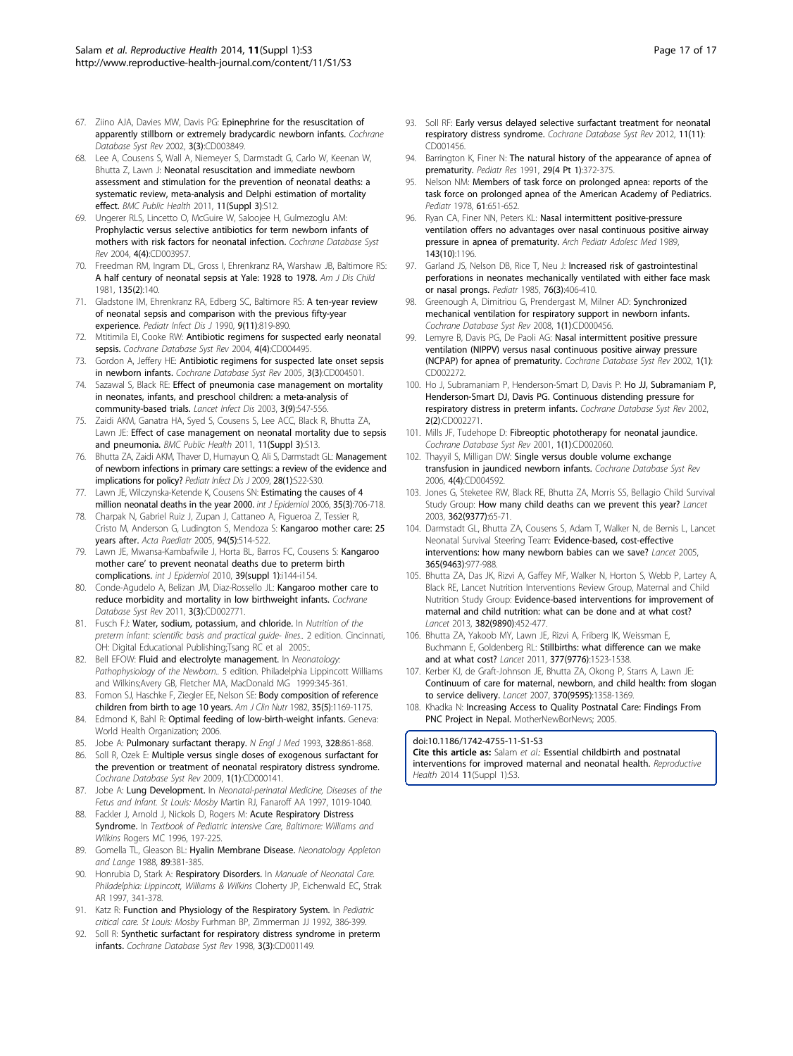67. Ziino AJA, Davies MW, Davis PG: **Epinephrine for the resuscitation of apparently stillborn or extremely bradycardic newborn infants.** *Cochrane Database Syst Rev* 2002, **3(3)**:CD003849.
68. Lee A, Cousens S, Wall A, Niemeyer S, Darmstadt G, Carlo W, Keenan W, Bhutta Z, Lawn J: **Neonatal resuscitation and immediate newborn assessment and stimulation for the prevention of neonatal deaths: a systematic review, meta-analysis and Delphi estimation of mortality effect.** *BMC Public Health* 2011, **11(Suppl 3)**:S12.
69. Ungerer RLS, Lincetto O, McGuire W, Saloojee H, Gulmezoglu AM: **Prophylactic versus selective antibiotics for term newborn infants of mothers with risk factors for neonatal infection.** *Cochrane Database Syst Rev* 2004, **4(4)**:CD003957.
70. Freedman RM, Ingram DL, Gross I, Ehrenkranz RA, Warshaw JB, Baltimore RS: **A half century of neonatal sepsis at Yale: 1928 to 1978.** *Am J Dis Child* 1981, **135(2)**:140.
71. Gladstone IM, Ehrenkranz RA, Edberg SC, Baltimore RS: **A ten-year review of neonatal sepsis and comparison with the previous fifty-year experience.** *Pediatr Infect Dis J* 1990, **9(11)**:819-890.
72. Mtitimila EI, Cooke RW: **Antibiotic regimens for suspected early neonatal sepsis.** *Cochrane Database Syst Rev* 2004, **4(4)**:CD004495.
73. Gordon A, Jeffery HE: **Antibiotic regimens for suspected late onset sepsis in newborn infants.** *Cochrane Database Syst Rev* 2005, **3(3)**:CD004501.
74. Sazawal S, Black RE: **Effect of pneumonia case management on mortality in neonates, infants, and preschool children: a meta-analysis of community-based trials.** *Lancet Infect Dis* 2003, **3(9)**:547-556.
75. Zaidi AKM, Ganatra HA, Syed S, Cousens S, Lee ACC, Black R, Bhutta ZA, Lawn JE: **Effect of case management on neonatal mortality due to sepsis and pneumonia.** *BMC Public Health* 2011, **11(Suppl 3)**:S13.
76. Bhutta ZA, Zaidi AKM, Thaver D, Humayun Q, Ali S, Darmstadt GL: **Management of newborn infections in primary care settings: a review of the evidence and implications for policy?** *Pediatr Infect Dis J* 2009, **28(1)**:S22-S30.
77. Lawn JE, Wilczynska-Ketende K, Cousens SN: **Estimating the causes of 4 million neonatal deaths in the year 2000.** *int J Epidemiol* 2006, **35(3)**:706-718.
78. Charpak N, Gabriel Ruiz J, Zupan J, Cattaneo A, Figueroa Z, Tessier R, Cristo M, Anderson G, Ludington S, Mendoza S: **Kangaroo mother care: 25 years after.** *Acta Paediatr* 2005, **94(5)**:514-522.
79. Lawn JE, Mwansa-Kambafwile J, Horta BL, Barros FC, Cousens S: **Kangaroo mother care' to prevent neonatal deaths due to preterm birth complications.** *int J Epidemiol* 2010, **39(suppl 1)**:i144-i154.
80. Conde-Agudelo A, Belizan JM, Diaz-Rossello JL: **Kangaroo mother care to reduce morbidity and mortality in low birthweight infants.** *Cochrane Database Syst Rev* 2011, **3(3)**:CD002771.
81. Fusch FJ: **Water, sodium, potassium, and chloride.** In *Nutrition of the preterm infant: scientific basis and practical guide- lines..* 2 edition. Cincinnati, OH: Digital Educational Publishing;Tsang RC et al 2005:.
82. Bell EFOW: **Fluid and electrolyte management.** In *Neonatology: Pathophysiology of the Newborn..* 5 edition. Philadelphia Lippincott Williams and Wilkins;Avery GB, Fletcher MA, MacDonald MG 1999:345-361.
83. Fomon SJ, Haschke F, Ziegler EE, Nelson SE: **Body composition of reference children from birth to age 10 years.** *Am J Clin Nutr* 1982, **35(5)**:1169-1175.
84. Edmond K, Bahl R: **Optimal feeding of low-birth-weight infants.** Geneva: World Health Organization; 2006.
85. Jobe A: **Pulmonary surfactant therapy.** *N Engl J Med* 1993, **328**:861-868.
86. Soll R, Ozek E: **Multiple versus single doses of exogenous surfactant for the prevention or treatment of neonatal respiratory distress syndrome.** *Cochrane Database Syst Rev* 2009, **1(1)**:CD000141.
87. Jobe A: **Lung Development.** In *Neonatal-perinatal Medicine, Diseases of the Fetus and Infant. St Louis: Mosby* Martin RJ, Fanaroff AA 1997, 1019-1040.
88. Fackler J, Arnold J, Nickols D, Rogers M: **Acute Respiratory Distress Syndrome.** In *Textbook of Pediatric Intensive Care, Baltimore: Williams and Wilkins* Rogers MC 1996, 197-225.
89. Gomella TL, Gleason BL: **Hyalin Membrane Disease.** *Neonatology Appleton and Lange* 1988, **89**:381-385.
90. Honrubia D, Stark A: **Respiratory Disorders.** In *Manuale of Neonatal Care. Philadelphia: Lippincott, Williams & Wilkins* Cloherty JP, Eichenwald EC, Strak AR 1997, 341-378.
91. Katz R: **Function and Physiology of the Respiratory System.** In *Pediatric critical care. St Louis: Mosby* Furhman BP, Zimmerman JJ 1992, 386-399.
92. Soll R: **Synthetic surfactant for respiratory distress syndrome in preterm infants.** *Cochrane Database Syst Rev* 1998, **3(3)**:CD001149.
93. Soll RF: **Early versus delayed selective surfactant treatment for neonatal respiratory distress syndrome.** *Cochrane Database Syst Rev* 2012, **11(11)**: CD001456.
94. Barrington K, Finer N: **The natural history of the appearance of apnea of prematurity.** *Pediatr Res* 1991, **29(4 Pt 1)**:372-375.
95. Nelson NM: **Members of task force on prolonged apnea: reports of the task force on prolonged apnea of the American Academy of Pediatrics.** *Pediatr* 1978, **61**:651-652.
96. Ryan CA, Finer NN, Peters KL: **Nasal intermittent positive-pressure ventilation offers no advantages over nasal continuous positive airway pressure in apnea of prematurity.** *Arch Pediatr Adolesc Med* 1989, **143(10)**:1196.
97. Garland JS, Nelson DB, Rice T, Neu J: **Increased risk of gastrointestinal perforations in neonates mechanically ventilated with either face mask or nasal prongs.** *Pediatr* 1985, **76(3)**:406-410.
98. Greenough A, Dimitriou G, Prendergast M, Milner AD: **Synchronized mechanical ventilation for respiratory support in newborn infants.** *Cochrane Database Syst Rev* 2008, **1(1)**:CD000456.
99. Lemyre B, Davis PG, De Paoli AG: **Nasal intermittent positive pressure ventilation (NIPPV) versus nasal continuous positive airway pressure (NCPAP) for apnea of prematurity.** *Cochrane Database Syst Rev* 2002, **1(1)**: CD002272.
100. Ho J, Subramaniam P, Henderson-Smart D, Davis P: **Ho JJ, Subramaniam P, Henderson-Smart DJ, Davis PG. Continuous distending pressure for respiratory distress in preterm infants.** *Cochrane Database Syst Rev* 2002, **2(2)**:CD002271.
101. Mills JF, Tudehope D: **Fibreoptic phototherapy for neonatal jaundice.** *Cochrane Database Syst Rev* 2001, **1(1)**:CD002060.
102. Thayyil S, Milligan DW: **Single versus double volume exchange transfusion in jaundiced newborn infants.** *Cochrane Database Syst Rev* 2006, **4(4)**:CD004592.
103. Jones G, Steketee RW, Black RE, Bhutta ZA, Morris SS, Bellagio Child Survival Study Group: **How many child deaths can we prevent this year?** *Lancet* 2003, **362(9377)**:65-71.
104. Darmstadt GL, Bhutta ZA, Cousens S, Adam T, Walker N, de Bernis L, Lancet Neonatal Survival Steering Team: **Evidence-based, cost-effective interventions: how many newborn babies can we save?** *Lancet* 2005, **365(9463)**:977-988.
105. Bhutta ZA, Das JK, Rizvi A, Gaffey MF, Walker N, Horton S, Webb P, Lartey A, Black RE, Lancet Nutrition Interventions Review Group, Maternal and Child Nutrition Study Group: **Evidence-based interventions for improvement of maternal and child nutrition: what can be done and at what cost?** *Lancet* 2013, **382(9890)**:452-477.
106. Bhutta ZA, Yakoob MY, Lawn JE, Rizvi A, Friberg IK, Weissman E, Buchmann E, Goldenberg RL: **Stillbirths: what difference can we make and at what cost?** *Lancet* 2011, **377(9776)**:1523-1538.
107. Kerber KJ, de Graft-Johnson JE, Bhutta ZA, Okong P, Starrs A, Lawn JE: **Continuum of care for maternal, newborn, and child health: from slogan to service delivery.** *Lancet* 2007, **370(9595)**:1358-1369.
108. Khadka N: **Increasing Access to Quality Postnatal Care: Findings From PNC Project in Nepal.** MotherNewBorNews; 2005.

doi:10.1186/1742-4755-11-S1-S3

**Cite this article as:** Salam *et al.*: Essential childbirth and postnatal interventions for improved maternal and neonatal health. *Reproductive Health* 2014 **11**(Suppl 1):S3.